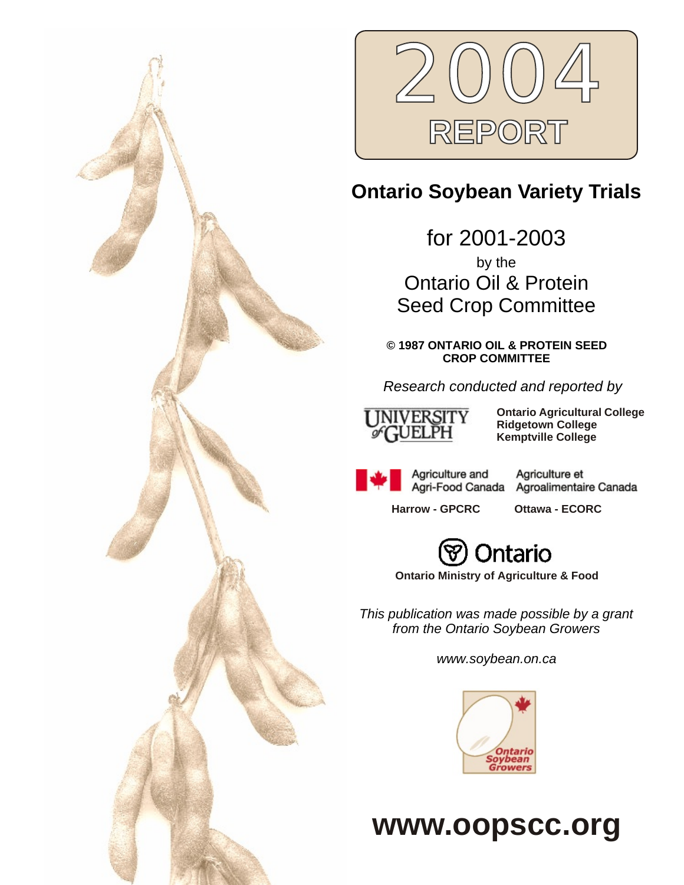# 2004 REPORT

## Ontario Soybean Variety Trials

for 2001-2003

by the

Ontario Oil & Protein Seed Crop Committee

**© 1987 ONTARIO OIL & PROTEIN SEED CROP COMMITTEE**

*Research conducted and reported by*

UNIVERSITY of GUELPH

**Ontario Agricultural College**
**Ridgetown College**
**Kemptville College**

Agriculture and Agri-Food Canada | Agriculture et Agroalimentaire Canada

**Harrow - GPCRC** | **Ottawa - ECORC**

Ontario

**Ontario Ministry of Agriculture & Food**

*This publication was made possible by a grant from the Ontario Soybean Growers*

*www.soybean.on.ca*

Ontario Soybean Growers

# www.oopscc.org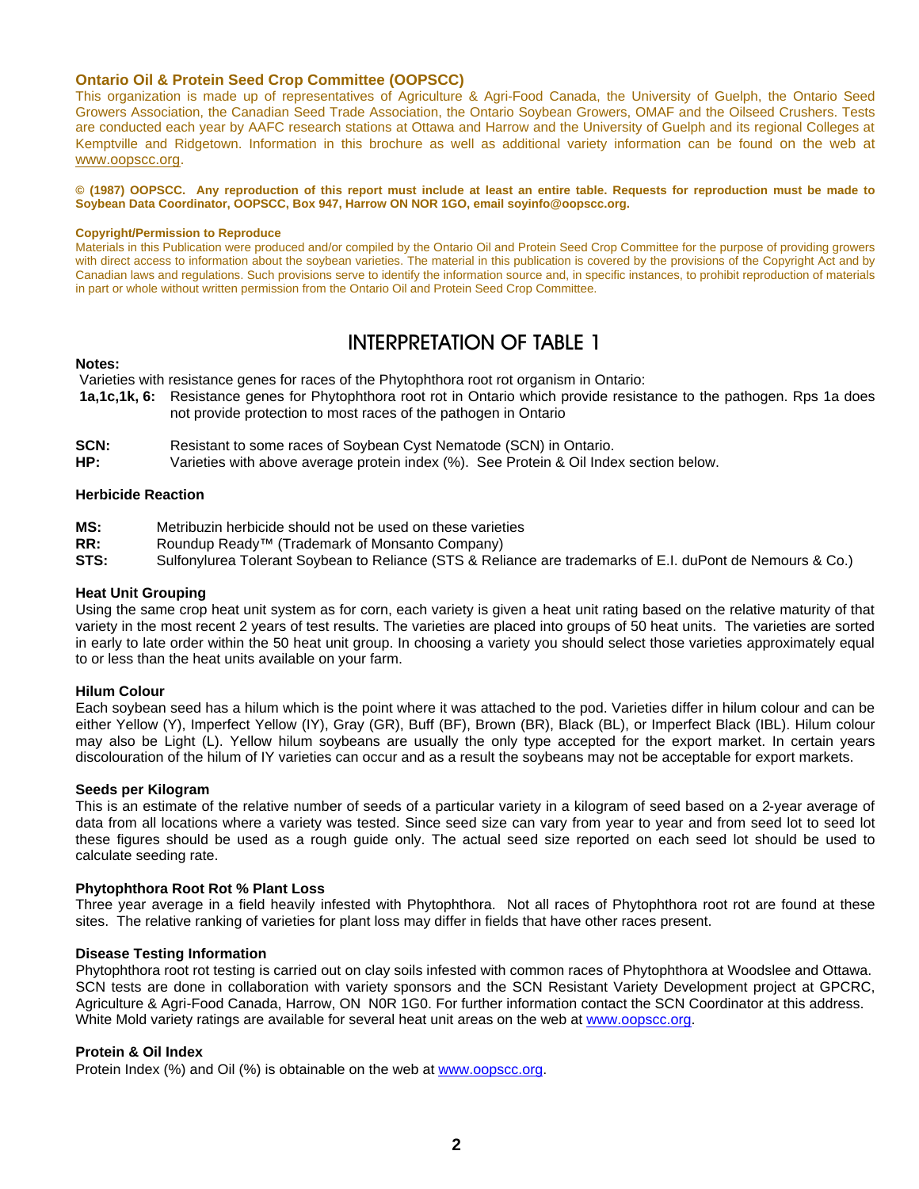## Ontario Oil & Protein Seed Crop Committee (OOPSCC)

This organization is made up of representatives of Agriculture & Agri-Food Canada, the University of Guelph, the Ontario Seed Growers Association, the Canadian Seed Trade Association, the Ontario Soybean Growers, OMAF and the Oilseed Crushers. Tests are conducted each year by AAFC research stations at Ottawa and Harrow and the University of Guelph and its regional Colleges at Kemptville and Ridgetown. Information in this brochure as well as additional variety information can be found on the web at www.oopscc.org.

**© (1987) OOPSCC. Any reproduction of this report must include at least an entire table. Requests for reproduction must be made to Soybean Data Coordinator, OOPSCC, Box 947, Harrow ON NOR 1GO, email soyinfo@oopscc.org.**

**Copyright/Permission to Reproduce**

Materials in this Publication were produced and/or compiled by the Ontario Oil and Protein Seed Crop Committee for the purpose of providing growers with direct access to information about the soybean varieties. The material in this publication is covered by the provisions of the Copyright Act and by Canadian laws and regulations. Such provisions serve to identify the information source and, in specific instances, to prohibit reproduction of materials in part or whole without written permission from the Ontario Oil and Protein Seed Crop Committee.

# INTERPRETATION OF TABLE 1

**Notes:**

Varieties with resistance genes for races of the Phytophthora root rot organism in Ontario:

**1a,1c,1k, 6:** Resistance genes for Phytophthora root rot in Ontario which provide resistance to the pathogen. Rps 1a does not provide protection to most races of the pathogen in Ontario

**SCN:** Resistant to some races of Soybean Cyst Nematode (SCN) in Ontario.

**HP:** Varieties with above average protein index (%). See Protein & Oil Index section below.

### Herbicide Reaction

**MS:** Metribuzin herbicide should not be used on these varieties

**RR:** Roundup Ready™ (Trademark of Monsanto Company)

**STS:** Sulfonylurea Tolerant Soybean to Reliance (STS & Reliance are trademarks of E.I. duPont de Nemours & Co.)

### Heat Unit Grouping

Using the same crop heat unit system as for corn, each variety is given a heat unit rating based on the relative maturity of that variety in the most recent 2 years of test results. The varieties are placed into groups of 50 heat units. The varieties are sorted in early to late order within the 50 heat unit group. In choosing a variety you should select those varieties approximately equal to or less than the heat units available on your farm.

### Hilum Colour

Each soybean seed has a hilum which is the point where it was attached to the pod. Varieties differ in hilum colour and can be either Yellow (Y), Imperfect Yellow (IY), Gray (GR), Buff (BF), Brown (BR), Black (BL), or Imperfect Black (IBL). Hilum colour may also be Light (L). Yellow hilum soybeans are usually the only type accepted for the export market. In certain years discolouration of the hilum of IY varieties can occur and as a result the soybeans may not be acceptable for export markets.

### Seeds per Kilogram

This is an estimate of the relative number of seeds of a particular variety in a kilogram of seed based on a 2-year average of data from all locations where a variety was tested. Since seed size can vary from year to year and from seed lot to seed lot these figures should be used as a rough guide only. The actual seed size reported on each seed lot should be used to calculate seeding rate.

### Phytophthora Root Rot % Plant Loss

Three year average in a field heavily infested with Phytophthora. Not all races of Phytophthora root rot are found at these sites. The relative ranking of varieties for plant loss may differ in fields that have other races present.

### Disease Testing Information

Phytophthora root rot testing is carried out on clay soils infested with common races of Phytophthora at Woodslee and Ottawa. SCN tests are done in collaboration with variety sponsors and the SCN Resistant Variety Development project at GPCRC, Agriculture & Agri-Food Canada, Harrow, ON N0R 1G0. For further information contact the SCN Coordinator at this address. White Mold variety ratings are available for several heat unit areas on the web at www.oopscc.org.

### Protein & Oil Index

Protein Index (%) and Oil (%) is obtainable on the web at www.oopscc.org.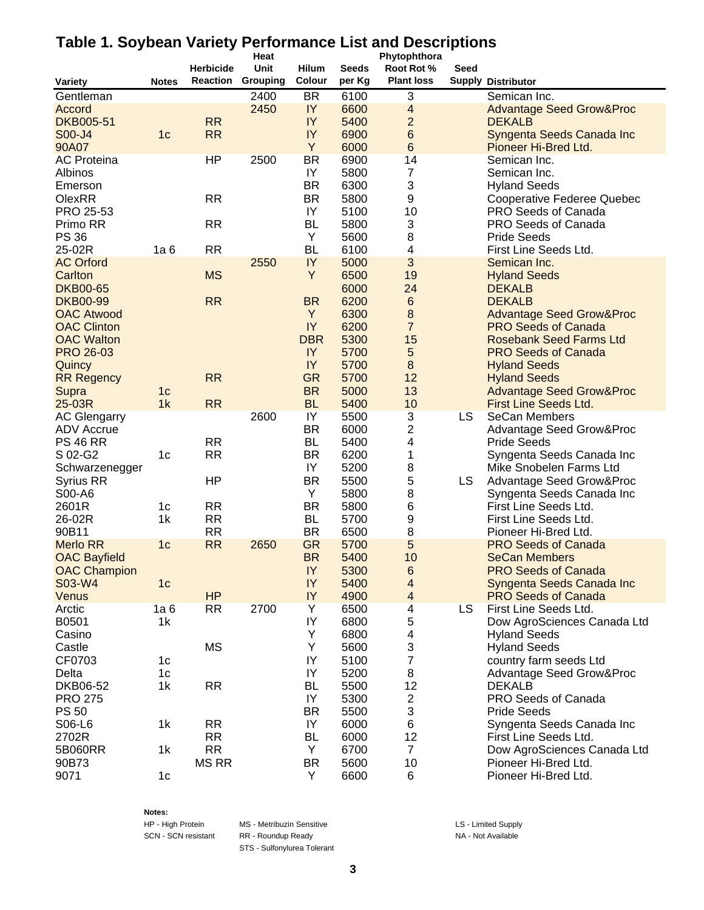# Table 1. Soybean Variety Performance List and Descriptions

| Variety | Notes | Herbicide Reaction | Heat Unit Grouping | Hilum Colour | Seeds per Kg | Phytophthora Root Rot % Plant loss | Seed Supply | Distributor |
|---|---|---|---|---|---|---|---|---|
| Gentleman | | | 2400 | BR | 6100 | 3 | | Semican Inc. |
| Accord | | | 2450 | IY | 6600 | 4 | | Advantage Seed Grow&Proc |
| DKB005-51 | | RR | | IY | 5400 | 2 | | DEKALB |
| S00-J4 | 1c | RR | | IY | 6900 | 6 | | Syngenta Seeds Canada Inc |
| 90A07 | | | | Y | 6000 | 6 | | Pioneer Hi-Bred Ltd. |
| AC Proteina | | HP | 2500 | BR | 6900 | 14 | | Semican Inc. |
| Albinos | | | | IY | 5800 | 7 | | Semican Inc. |
| Emerson | | | | BR | 6300 | 3 | | Hyland Seeds |
| OlexRR | | RR | | BR | 5800 | 9 | | Cooperative Federee Quebec |
| PRO 25-53 | | | | IY | 5100 | 10 | | PRO Seeds of Canada |
| Primo RR | | RR | | BL | 5800 | 3 | | PRO Seeds of Canada |
| PS 36 | | | | Y | 5600 | 8 | | Pride Seeds |
| 25-02R | 1a 6 | RR | | BL | 6100 | 4 | | First Line Seeds Ltd. |
| AC Orford | | | 2550 | IY | 5000 | 3 | | Semican Inc. |
| Carlton | | MS | | Y | 6500 | 19 | | Hyland Seeds |
| DKB00-65 | | | | | 6000 | 24 | | DEKALB |
| DKB00-99 | | RR | | BR | 6200 | 6 | | DEKALB |
| OAC Atwood | | | | Y | 6300 | 8 | | Advantage Seed Grow&Proc |
| OAC Clinton | | | | IY | 6200 | 7 | | PRO Seeds of Canada |
| OAC Walton | | | | DBR | 5300 | 15 | | Rosebank Seed Farms Ltd |
| PRO 26-03 | | | | IY | 5700 | 5 | | PRO Seeds of Canada |
| Quincy | | | | IY | 5700 | 8 | | Hyland Seeds |
| RR Regency | | RR | | GR | 5700 | 12 | | Hyland Seeds |
| Supra | 1c | | | BR | 5000 | 13 | | Advantage Seed Grow&Proc |
| 25-03R | 1k | RR | | BL | 5400 | 10 | | First Line Seeds Ltd. |
| AC Glengarry | | | 2600 | IY | 5500 | 3 | LS | SeCan Members |
| ADV Accrue | | | | BR | 6000 | 2 | | Advantage Seed Grow&Proc |
| PS 46 RR | | RR | | BL | 5400 | 4 | | Pride Seeds |
| S 02-G2 | 1c | RR | | BR | 6200 | 1 | | Syngenta Seeds Canada Inc |
| Schwarzenegger | | | | IY | 5200 | 8 | | Mike Snobelen Farms Ltd |
| Syrius RR | | HP | | BR | 5500 | 5 | LS | Advantage Seed Grow&Proc |
| S00-A6 | | | | Y | 5800 | 8 | | Syngenta Seeds Canada Inc |
| 2601R | 1c | RR | | BR | 5800 | 6 | | First Line Seeds Ltd. |
| 26-02R | 1k | RR | | BL | 5700 | 9 | | First Line Seeds Ltd. |
| 90B11 | | RR | | BR | 6500 | 8 | | Pioneer Hi-Bred Ltd. |
| Merlo RR | 1c | RR | 2650 | GR | 5700 | 5 | | PRO Seeds of Canada |
| OAC Bayfield | | | | BR | 5400 | 10 | | SeCan Members |
| OAC Champion | | | | IY | 5300 | 6 | | PRO Seeds of Canada |
| S03-W4 | 1c | | | IY | 5400 | 4 | | Syngenta Seeds Canada Inc |
| Venus | | HP | | IY | 4900 | 4 | | PRO Seeds of Canada |
| Arctic | 1a 6 | RR | 2700 | Y | 6500 | 4 | LS | First Line Seeds Ltd. |
| B0501 | 1k | | | IY | 6800 | 5 | | Dow AgroSciences Canada Ltd |
| Casino | | | | Y | 6800 | 4 | | Hyland Seeds |
| Castle | | MS | | Y | 5600 | 3 | | Hyland Seeds |
| CF0703 | 1c | | | IY | 5100 | 7 | | country farm seeds Ltd |
| Delta | 1c | | | IY | 5200 | 8 | | Advantage Seed Grow&Proc |
| DKB06-52 | 1k | RR | | BL | 5500 | 12 | | DEKALB |
| PRO 275 | | | | IY | 5300 | 2 | | PRO Seeds of Canada |
| PS 50 | | | | BR | 5500 | 3 | | Pride Seeds |
| S06-L6 | 1k | RR | | IY | 6000 | 6 | | Syngenta Seeds Canada Inc |
| 2702R | | RR | | BL | 6000 | 12 | | First Line Seeds Ltd. |
| 5B060RR | 1k | RR | | Y | 6700 | 7 | | Dow AgroSciences Canada Ltd |
| 90B73 | | MS RR | | BR | 5600 | 10 | | Pioneer Hi-Bred Ltd. |
| 9071 | 1c | | | Y | 6600 | 6 | | Pioneer Hi-Bred Ltd. |

**Notes:**

HP - High Protein
SCN - SCN resistant
MS - Metribuzin Sensitive
RR - Roundup Ready
STS - Sulfonylurea Tolerant
LS - Limited Supply
NA - Not Available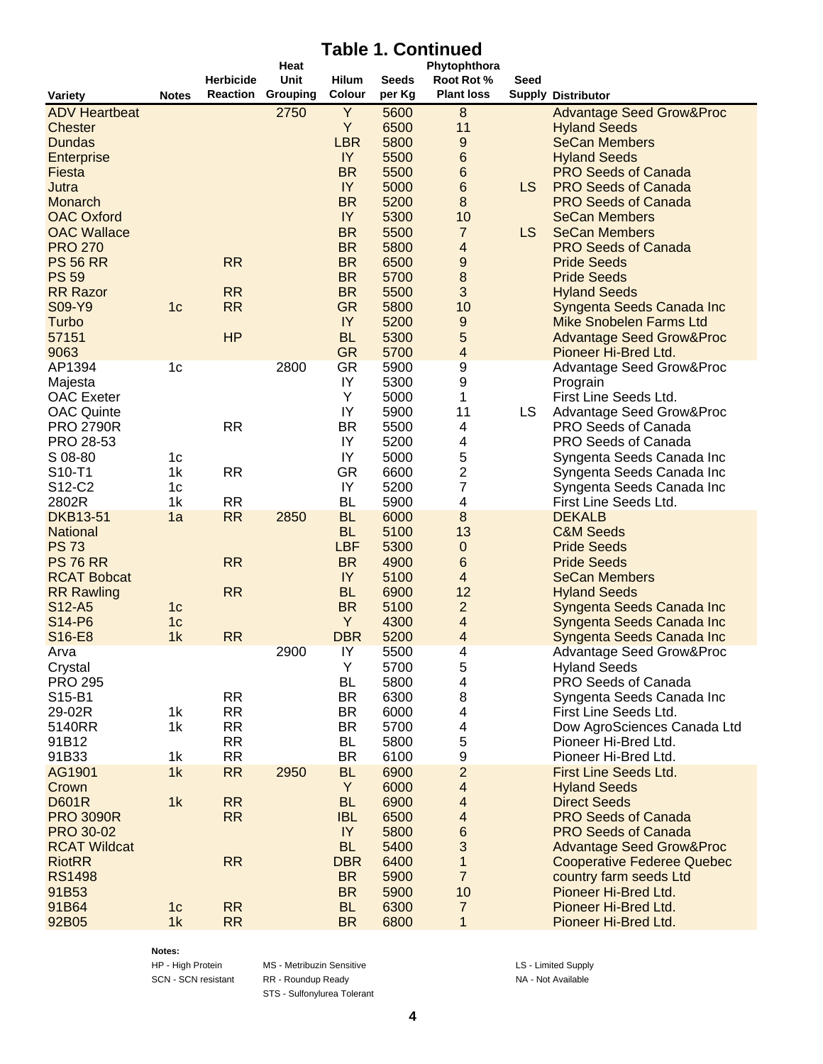# Table 1. Continued

| Variety | Notes | Herbicide Reaction | Heat Unit Grouping | Hilum Colour | Seeds per Kg | Phytophthora Root Rot % Plant loss | Seed Supply | Distributor |
|---|---|---|---|---|---|---|---|---|
| ADV Heartbeat | | | 2750 | Y | 5600 | 8 | | Advantage Seed Grow&Proc |
| Chester | | | | Y | 6500 | 11 | | Hyland Seeds |
| Dundas | | | | LBR | 5800 | 9 | | SeCan Members |
| Enterprise | | | | IY | 5500 | 6 | | Hyland Seeds |
| Fiesta | | | | BR | 5500 | 6 | | PRO Seeds of Canada |
| Jutra | | | | IY | 5000 | 6 | LS | PRO Seeds of Canada |
| Monarch | | | | BR | 5200 | 8 | | PRO Seeds of Canada |
| OAC Oxford | | | | IY | 5300 | 10 | | SeCan Members |
| OAC Wallace | | | | BR | 5500 | 7 | LS | SeCan Members |
| PRO 270 | | | | BR | 5800 | 4 | | PRO Seeds of Canada |
| PS 56 RR | | RR | | BR | 6500 | 9 | | Pride Seeds |
| PS 59 | | | | BR | 5700 | 8 | | Pride Seeds |
| RR Razor | | RR | | BR | 5500 | 3 | | Hyland Seeds |
| S09-Y9 | 1c | RR | | GR | 5800 | 10 | | Syngenta Seeds Canada Inc |
| Turbo | | | | IY | 5200 | 9 | | Mike Snobelen Farms Ltd |
| 57151 | | HP | | BL | 5300 | 5 | | Advantage Seed Grow&Proc |
| 9063 | | | | GR | 5700 | 4 | | Pioneer Hi-Bred Ltd. |
| AP1394 | 1c | | 2800 | GR | 5900 | 9 | | Advantage Seed Grow&Proc |
| Majesta | | | | IY | 5300 | 9 | | Prograin |
| OAC Exeter | | | | Y | 5000 | 1 | | First Line Seeds Ltd. |
| OAC Quinte | | | | IY | 5900 | 11 | LS | Advantage Seed Grow&Proc |
| PRO 2790R | | RR | | BR | 5500 | 4 | | PRO Seeds of Canada |
| PRO 28-53 | | | | IY | 5200 | 4 | | PRO Seeds of Canada |
| S 08-80 | 1c | | | IY | 5000 | 5 | | Syngenta Seeds Canada Inc |
| S10-T1 | 1k | RR | | GR | 6600 | 2 | | Syngenta Seeds Canada Inc |
| S12-C2 | 1c | | | IY | 5200 | 7 | | Syngenta Seeds Canada Inc |
| 2802R | 1k | RR | | BL | 5900 | 4 | | First Line Seeds Ltd. |
| DKB13-51 | 1a | RR | 2850 | BL | 6000 | 8 | | DEKALB |
| National | | | | BL | 5100 | 13 | | C&M Seeds |
| PS 73 | | | | LBF | 5300 | 0 | | Pride Seeds |
| PS 76 RR | | RR | | BR | 4900 | 6 | | Pride Seeds |
| RCAT Bobcat | | | | IY | 5100 | 4 | | SeCan Members |
| RR Rawling | | RR | | BL | 6900 | 12 | | Hyland Seeds |
| S12-A5 | 1c | | | BR | 5100 | 2 | | Syngenta Seeds Canada Inc |
| S14-P6 | 1c | | | Y | 4300 | 4 | | Syngenta Seeds Canada Inc |
| S16-E8 | 1k | RR | | DBR | 5200 | 4 | | Syngenta Seeds Canada Inc |
| Arva | | | 2900 | IY | 5500 | 4 | | Advantage Seed Grow&Proc |
| Crystal | | | | Y | 5700 | 5 | | Hyland Seeds |
| PRO 295 | | | | BL | 5800 | 4 | | PRO Seeds of Canada |
| S15-B1 | | RR | | BR | 6300 | 8 | | Syngenta Seeds Canada Inc |
| 29-02R | 1k | RR | | BR | 6000 | 4 | | First Line Seeds Ltd. |
| 5140RR | 1k | RR | | BR | 5700 | 4 | | Dow AgroSciences Canada Ltd |
| 91B12 | | RR | | BL | 5800 | 5 | | Pioneer Hi-Bred Ltd. |
| 91B33 | 1k | RR | | BR | 6100 | 9 | | Pioneer Hi-Bred Ltd. |
| AG1901 | 1k | RR | 2950 | BL | 6900 | 2 | | First Line Seeds Ltd. |
| Crown | | | | Y | 6000 | 4 | | Hyland Seeds |
| D601R | 1k | RR | | BL | 6900 | 4 | | Direct Seeds |
| PRO 3090R | | RR | | IBL | 6500 | 4 | | PRO Seeds of Canada |
| PRO 30-02 | | | | IY | 5800 | 6 | | PRO Seeds of Canada |
| RCAT Wildcat | | | | BL | 5400 | 3 | | Advantage Seed Grow&Proc |
| RiotRR | | RR | | DBR | 6400 | 1 | | Cooperative Federee Quebec |
| RS1498 | | | | BR | 5900 | 7 | | country farm seeds Ltd |
| 91B53 | | | | BR | 5900 | 10 | | Pioneer Hi-Bred Ltd. |
| 91B64 | 1c | RR | | BL | 6300 | 7 | | Pioneer Hi-Bred Ltd. |
| 92B05 | 1k | RR | | BR | 6800 | 1 | | Pioneer Hi-Bred Ltd. |

**Notes:**

HP - High Protein
SCN - SCN resistant
MS - Metribuzin Sensitive
RR - Roundup Ready
STS - Sulfonylurea Tolerant
LS - Limited Supply
NA - Not Available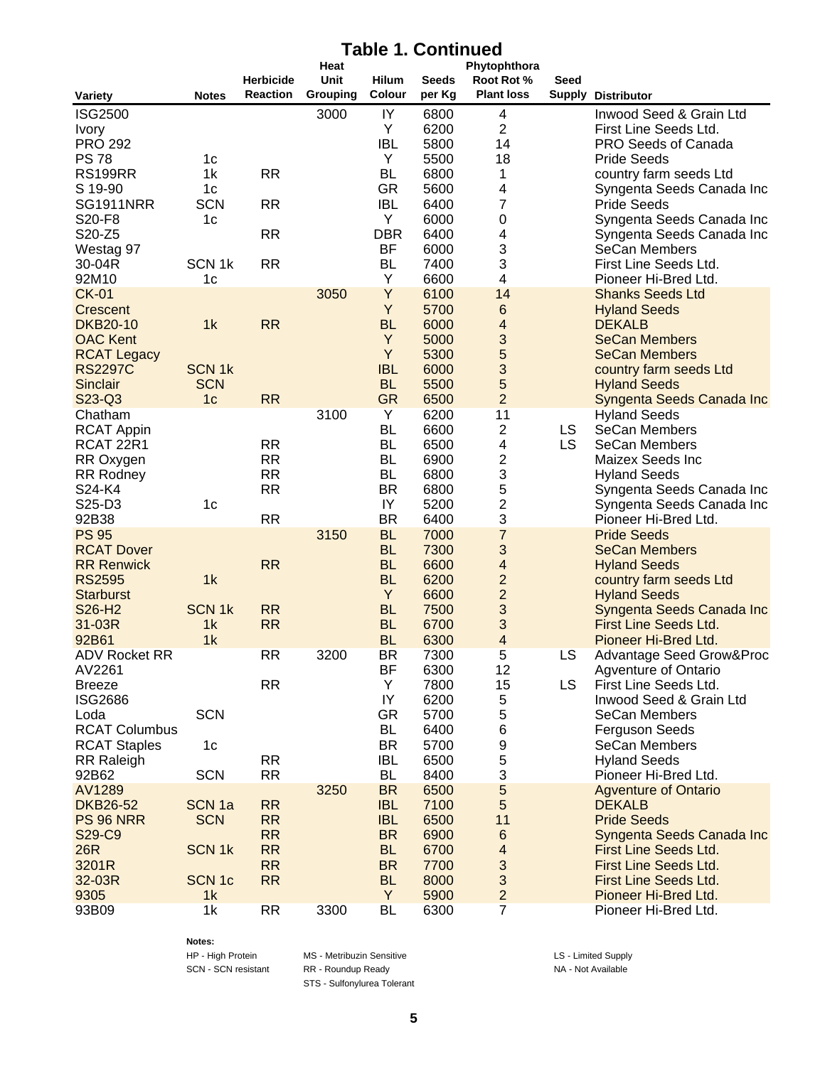# Table 1. Continued

| Variety | Notes | Herbicide Reaction | Heat Unit Grouping | Hilum Colour | Seeds per Kg | Phytophthora Root Rot % Plant loss | Seed Supply | Distributor |
|---|---|---|---|---|---|---|---|---|
| ISG2500 | | | 3000 | IY | 6800 | 4 | | Inwood Seed & Grain Ltd |
| Ivory | | | | Y | 6200 | 2 | | First Line Seeds Ltd. |
| PRO 292 | | | | IBL | 5800 | 14 | | PRO Seeds of Canada |
| PS 78 | 1c | | | Y | 5500 | 18 | | Pride Seeds |
| RS199RR | 1k | RR | | BL | 6800 | 1 | | country farm seeds Ltd |
| S 19-90 | 1c | | | GR | 5600 | 4 | | Syngenta Seeds Canada Inc |
| SG1911NRR | SCN | RR | | IBL | 6400 | 7 | | Pride Seeds |
| S20-F8 | 1c | | | Y | 6000 | 0 | | Syngenta Seeds Canada Inc |
| S20-Z5 | | RR | | DBR | 6400 | 4 | | Syngenta Seeds Canada Inc |
| Westag 97 | | | | BF | 6000 | 3 | | SeCan Members |
| 30-04R | SCN 1k | RR | | BL | 7400 | 3 | | First Line Seeds Ltd. |
| 92M10 | 1c | | | Y | 6600 | 4 | | Pioneer Hi-Bred Ltd. |
| CK-01 | | | 3050 | Y | 6100 | 14 | | Shanks Seeds Ltd |
| Crescent | | | | Y | 5700 | 6 | | Hyland Seeds |
| DKB20-10 | 1k | RR | | BL | 6000 | 4 | | DEKALB |
| OAC Kent | | | | Y | 5000 | 3 | | SeCan Members |
| RCAT Legacy | | | | Y | 5300 | 5 | | SeCan Members |
| RS2297C | SCN 1k | | | IBL | 6000 | 3 | | country farm seeds Ltd |
| Sinclair | SCN | | | BL | 5500 | 5 | | Hyland Seeds |
| S23-Q3 | 1c | RR | | GR | 6500 | 2 | | Syngenta Seeds Canada Inc |
| Chatham | | | 3100 | Y | 6200 | 11 | | Hyland Seeds |
| RCAT Appin | | | | BL | 6600 | 2 | LS | SeCan Members |
| RCAT 22R1 | | RR | | BL | 6500 | 4 | LS | SeCan Members |
| RR Oxygen | | RR | | BL | 6900 | 2 | | Maizex Seeds Inc |
| RR Rodney | | RR | | BL | 6800 | 3 | | Hyland Seeds |
| S24-K4 | | RR | | BR | 6800 | 5 | | Syngenta Seeds Canada Inc |
| S25-D3 | 1c | | | IY | 5200 | 2 | | Syngenta Seeds Canada Inc |
| 92B38 | | RR | | BR | 6400 | 3 | | Pioneer Hi-Bred Ltd. |
| PS 95 | | | 3150 | BL | 7000 | 7 | | Pride Seeds |
| RCAT Dover | | | | BL | 7300 | 3 | | SeCan Members |
| RR Renwick | | RR | | BL | 6600 | 4 | | Hyland Seeds |
| RS2595 | 1k | | | BL | 6200 | 2 | | country farm seeds Ltd |
| Starburst | | | | Y | 6600 | 2 | | Hyland Seeds |
| S26-H2 | SCN 1k | RR | | BL | 7500 | 3 | | Syngenta Seeds Canada Inc |
| 31-03R | 1k | RR | | BL | 6700 | 3 | | First Line Seeds Ltd. |
| 92B61 | 1k | | | BL | 6300 | 4 | | Pioneer Hi-Bred Ltd. |
| ADV Rocket RR | | RR | 3200 | BR | 7300 | 5 | LS | Advantage Seed Grow&Proc |
| AV2261 | | | | BF | 6300 | 12 | | Agventure of Ontario |
| Breeze | | RR | | Y | 7800 | 15 | LS | First Line Seeds Ltd. |
| ISG2686 | | | | IY | 6200 | 5 | | Inwood Seed & Grain Ltd |
| Loda | SCN | | | GR | 5700 | 5 | | SeCan Members |
| RCAT Columbus | | | | BL | 6400 | 6 | | Ferguson Seeds |
| RCAT Staples | 1c | | | BR | 5700 | 9 | | SeCan Members |
| RR Raleigh | | RR | | IBL | 6500 | 5 | | Hyland Seeds |
| 92B62 | SCN | RR | | BL | 8400 | 3 | | Pioneer Hi-Bred Ltd. |
| AV1289 | | | 3250 | BR | 6500 | 5 | | Agventure of Ontario |
| DKB26-52 | SCN 1a | RR | | IBL | 7100 | 5 | | DEKALB |
| PS 96 NRR | SCN | RR | | IBL | 6500 | 11 | | Pride Seeds |
| S29-C9 | | RR | | BR | 6900 | 6 | | Syngenta Seeds Canada Inc |
| 26R | SCN 1k | RR | | BL | 6700 | 4 | | First Line Seeds Ltd. |
| 3201R | | RR | | BR | 7700 | 3 | | First Line Seeds Ltd. |
| 32-03R | SCN 1c | RR | | BL | 8000 | 3 | | First Line Seeds Ltd. |
| 9305 | 1k | | | Y | 5900 | 2 | | Pioneer Hi-Bred Ltd. |
| 93B09 | 1k | RR | 3300 | BL | 6300 | 7 | | Pioneer Hi-Bred Ltd. |

**Notes:**

HP - High Protein
SCN - SCN resistant
MS - Metribuzin Sensitive
RR - Roundup Ready
STS - Sulfonylurea Tolerant
LS - Limited Supply
NA - Not Available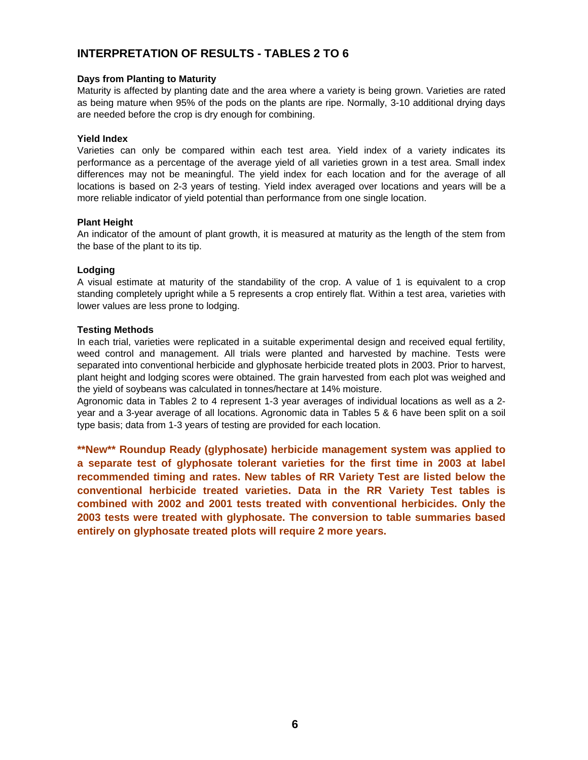## INTERPRETATION OF RESULTS - TABLES 2 TO 6

### Days from Planting to Maturity

Maturity is affected by planting date and the area where a variety is being grown. Varieties are rated as being mature when 95% of the pods on the plants are ripe. Normally, 3-10 additional drying days are needed before the crop is dry enough for combining.

### Yield Index

Varieties can only be compared within each test area. Yield index of a variety indicates its performance as a percentage of the average yield of all varieties grown in a test area. Small index differences may not be meaningful. The yield index for each location and for the average of all locations is based on 2-3 years of testing. Yield index averaged over locations and years will be a more reliable indicator of yield potential than performance from one single location.

### Plant Height

An indicator of the amount of plant growth, it is measured at maturity as the length of the stem from the base of the plant to its tip.

### Lodging

A visual estimate at maturity of the standability of the crop. A value of 1 is equivalent to a crop standing completely upright while a 5 represents a crop entirely flat. Within a test area, varieties with lower values are less prone to lodging.

### Testing Methods

In each trial, varieties were replicated in a suitable experimental design and received equal fertility, weed control and management. All trials were planted and harvested by machine. Tests were separated into conventional herbicide and glyphosate herbicide treated plots in 2003. Prior to harvest, plant height and lodging scores were obtained. The grain harvested from each plot was weighed and the yield of soybeans was calculated in tonnes/hectare at 14% moisture.

Agronomic data in Tables 2 to 4 represent 1-3 year averages of individual locations as well as a 2-year and a 3-year average of all locations. Agronomic data in Tables 5 & 6 have been split on a soil type basis; data from 1-3 years of testing are provided for each location.

**\*\*New\*\* Roundup Ready (glyphosate) herbicide management system was applied to a separate test of glyphosate tolerant varieties for the first time in 2003 at label recommended timing and rates. New tables of RR Variety Test are listed below the conventional herbicide treated varieties. Data in the RR Variety Test tables is combined with 2002 and 2001 tests treated with conventional herbicides. Only the 2003 tests were treated with glyphosate. The conversion to table summaries based entirely on glyphosate treated plots will require 2 more years.**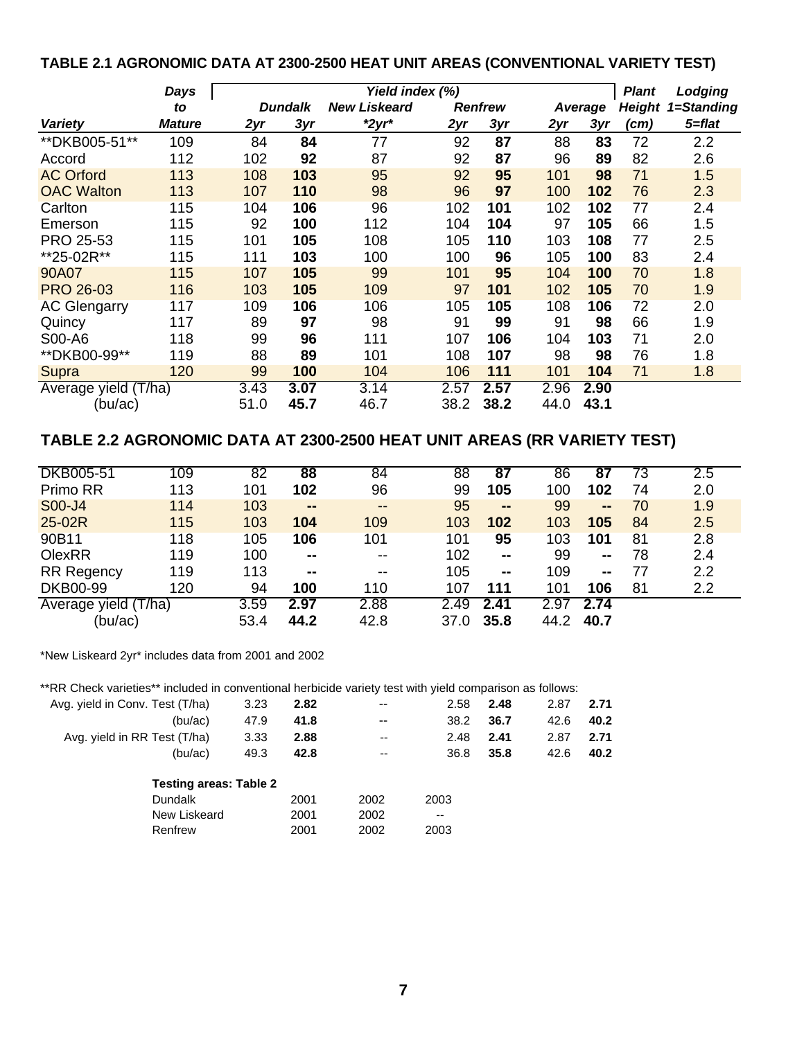### TABLE 2.1 AGRONOMIC DATA AT 2300-2500 HEAT UNIT AREAS (CONVENTIONAL VARIETY TEST)

| *Variety* | *Days to Mature* | *Yield index (%)* Dundalk *2yr* | *3yr* | *New Liskeard* *\*2yr\** | *Renfrew* *2yr* | *3yr* | *Average* *2yr* | *3yr* | *Plant Height (cm)* | *Lodging 1=Standing 5=flat* |
|---|---|---|---|---|---|---|---|---|---|---|
| **DKB005-51** | 109 | 84 | **84** | 77 | 92 | **87** | 88 | **83** | 72 | 2.2 |
| Accord | 112 | 102 | **92** | 87 | 92 | **87** | 96 | **89** | 82 | 2.6 |
| AC Orford | 113 | 108 | **103** | 95 | 92 | **95** | 101 | **98** | 71 | 1.5 |
| OAC Walton | 113 | 107 | **110** | 98 | 96 | **97** | 100 | **102** | 76 | 2.3 |
| Carlton | 115 | 104 | **106** | 96 | 102 | **101** | 102 | **102** | 77 | 2.4 |
| Emerson | 115 | 92 | **100** | 112 | 104 | **104** | 97 | **105** | 66 | 1.5 |
| PRO 25-53 | 115 | 101 | **105** | 108 | 105 | **110** | 103 | **108** | 77 | 2.5 |
| **25-02R** | 115 | 111 | **103** | 100 | 100 | **96** | 105 | **100** | 83 | 2.4 |
| 90A07 | 115 | 107 | **105** | 99 | 101 | **95** | 104 | **100** | 70 | 1.8 |
| PRO 26-03 | 116 | 103 | **105** | 109 | 97 | **101** | 102 | **105** | 70 | 1.9 |
| AC Glengarry | 117 | 109 | **106** | 106 | 105 | **105** | 108 | **106** | 72 | 2.0 |
| Quincy | 117 | 89 | **97** | 98 | 91 | **99** | 91 | **98** | 66 | 1.9 |
| S00-A6 | 118 | 99 | **96** | 111 | 107 | **106** | 104 | **103** | 71 | 2.0 |
| **DKB00-99** | 119 | 88 | **89** | 101 | 108 | **107** | 98 | **98** | 76 | 1.8 |
| Supra | 120 | 99 | **100** | 104 | 106 | **111** | 101 | **104** | 71 | 1.8 |
| Average yield (T/ha) | | 3.43 | **3.07** | 3.14 | 2.57 | **2.57** | 2.96 | **2.90** | | |
| (bu/ac) | | 51.0 | **45.7** | 46.7 | 38.2 | **38.2** | 44.0 | **43.1** | | |

### TABLE 2.2 AGRONOMIC DATA AT 2300-2500 HEAT UNIT AREAS (RR VARIETY TEST)

| Variety | Days to Mature | Dundalk 2yr | 3yr | New Liskeard *2yr* | Renfrew 2yr | 3yr | Average 2yr | 3yr | Plant Height (cm) | Lodging |
|---|---|---|---|---|---|---|---|---|---|---|
| DKB005-51 | 109 | 82 | **88** | 84 | 88 | **87** | 86 | **87** | 73 | 2.5 |
| Primo RR | 113 | 101 | **102** | 96 | 99 | **105** | 100 | **102** | 74 | 2.0 |
| S00-J4 | 114 | 103 | **--** | -- | 95 | **--** | 99 | **--** | 70 | 1.9 |
| 25-02R | 115 | 103 | **104** | 109 | 103 | **102** | 103 | **105** | 84 | 2.5 |
| 90B11 | 118 | 105 | **106** | 101 | 101 | **95** | 103 | **101** | 81 | 2.8 |
| OlexRR | 119 | 100 | **--** | -- | 102 | **--** | 99 | **--** | 78 | 2.4 |
| RR Regency | 119 | 113 | **--** | -- | 105 | **--** | 109 | **--** | 77 | 2.2 |
| DKB00-99 | 120 | 94 | **100** | 110 | 107 | **111** | 101 | **106** | 81 | 2.2 |
| Average yield (T/ha) | | 3.59 | **2.97** | 2.88 | 2.49 | **2.41** | 2.97 | **2.74** | | |
| (bu/ac) | | 53.4 | **44.2** | 42.8 | 37.0 | **35.8** | 44.2 | **40.7** | | |

\*New Liskeard 2yr\* includes data from 2001 and 2002

\*\*RR Check varieties\*\* included in conventional herbicide variety test with yield comparison as follows:

| | Dundalk 2yr | 3yr | New Liskeard | Renfrew 2yr | 3yr | Average 2yr | 3yr |
|---|---|---|---|---|---|---|---|
| Avg. yield in Conv. Test (T/ha) | 3.23 | **2.82** | -- | 2.58 | **2.48** | 2.87 | **2.71** |
| (bu/ac) | 47.9 | **41.8** | -- | 38.2 | **36.7** | 42.6 | **40.2** |
| Avg. yield in RR Test (T/ha) | 3.33 | **2.88** | -- | 2.48 | **2.41** | 2.87 | **2.71** |
| (bu/ac) | 49.3 | **42.8** | -- | 36.8 | **35.8** | 42.6 | **40.2** |

**Testing areas: Table 2**

| | | | |
|---|---|---|---|
| Dundalk | 2001 | 2002 | 2003 |
| New Liskeard | 2001 | 2002 | -- |
| Renfrew | 2001 | 2002 | 2003 |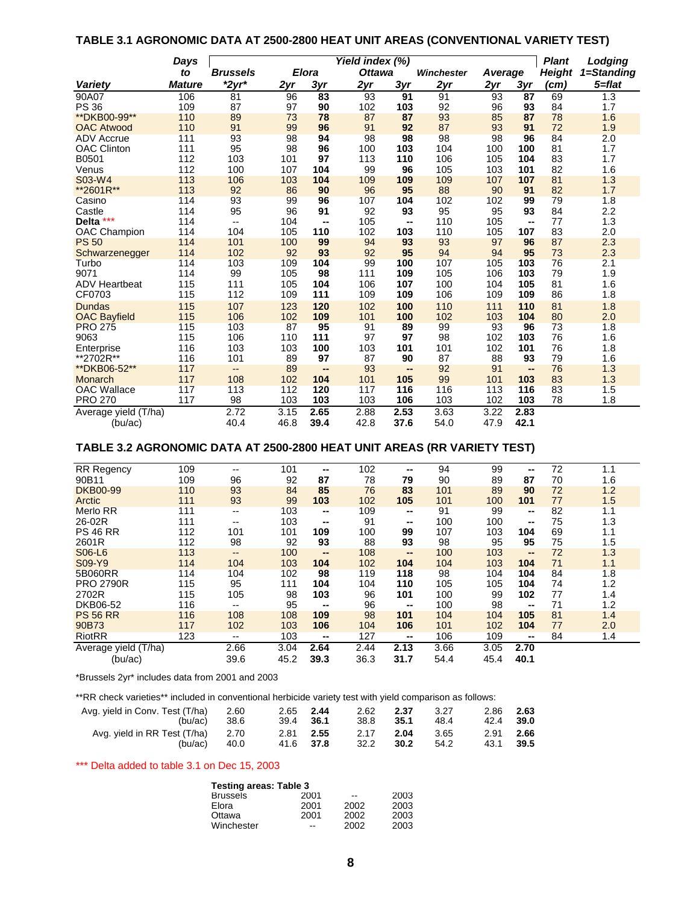## TABLE 3.1 AGRONOMIC DATA AT 2500-2800 HEAT UNIT AREAS (CONVENTIONAL VARIETY TEST)

| Variety | Days to Mature | Yield index (%) Brussels *2yr* | Elora 2yr | Elora 3yr | Ottawa 2yr | Ottawa 3yr | Winchester 2yr | Average 2yr | Average 3yr | Plant Height (cm) | Lodging 1=Standing 5=flat |
|---|---|---|---|---|---|---|---|---|---|---|---|
| 90A07 | 106 | 81 | 96 | **83** | 93 | **91** | 91 | 93 | **87** | 69 | 1.3 |
| PS 36 | 109 | 87 | 97 | **90** | 102 | **103** | 92 | 96 | **93** | 84 | 1.7 |
| **DKB00-99** | 110 | 89 | 73 | **78** | 87 | **87** | 93 | 85 | **87** | 78 | 1.6 |
| OAC Atwood | 110 | 91 | 99 | **96** | 91 | **92** | 87 | 93 | **91** | 72 | 1.9 |
| ADV Accrue | 111 | 93 | 98 | **94** | 98 | **98** | 98 | 98 | **96** | 84 | 2.0 |
| OAC Clinton | 111 | 95 | 98 | **96** | 100 | **103** | 104 | 100 | **100** | 81 | 1.7 |
| B0501 | 112 | 103 | 101 | **97** | 113 | **110** | 106 | 105 | **104** | 83 | 1.7 |
| Venus | 112 | 100 | 107 | **104** | 99 | **96** | 105 | 103 | **101** | 82 | 1.6 |
| S03-W4 | 113 | 106 | 103 | **104** | 109 | **109** | 109 | 107 | **107** | 81 | 1.3 |
| **2601R** | 113 | 92 | 86 | **90** | 96 | **95** | 88 | 90 | **91** | 82 | 1.7 |
| Casino | 114 | 93 | 99 | **96** | 107 | **104** | 102 | 102 | **99** | 79 | 1.8 |
| Castle | 114 | 95 | 96 | **91** | 92 | **93** | 95 | 95 | **93** | 84 | 2.2 |
| **Delta** *** | 114 | -- | 104 | **--** | 105 | **--** | 110 | 105 | **--** | 77 | 1.3 |
| OAC Champion | 114 | 104 | 105 | **110** | 102 | **103** | 110 | 105 | **107** | 83 | 2.0 |
| PS 50 | 114 | 101 | 100 | **99** | 94 | **93** | 93 | 97 | **96** | 87 | 2.3 |
| Schwarzenegger | 114 | 102 | 92 | **93** | 92 | **95** | 94 | 94 | **95** | 73 | 2.3 |
| Turbo | 114 | 103 | 109 | **104** | 99 | **100** | 107 | 105 | **103** | 76 | 2.1 |
| 9071 | 114 | 99 | 105 | **98** | 111 | **109** | 105 | 106 | **103** | 79 | 1.9 |
| ADV Heartbeat | 115 | 111 | 105 | **104** | 106 | **107** | 100 | 104 | **105** | 81 | 1.6 |
| CF0703 | 115 | 112 | 109 | **111** | 109 | **109** | 106 | 109 | **109** | 86 | 1.8 |
| Dundas | 115 | 107 | 123 | **120** | 102 | **100** | 110 | 111 | **110** | 81 | 1.8 |
| OAC Bayfield | 115 | 106 | 102 | **109** | 101 | **100** | 102 | 103 | **104** | 80 | 2.0 |
| PRO 275 | 115 | 103 | 87 | **95** | 91 | **89** | 99 | 93 | **96** | 73 | 1.8 |
| 9063 | 115 | 106 | 110 | **111** | 97 | **97** | 98 | 102 | **103** | 76 | 1.6 |
| Enterprise | 116 | 103 | 103 | **100** | 103 | **101** | 101 | 102 | **101** | 76 | 1.8 |
| **2702R** | 116 | 101 | 89 | **97** | 87 | **90** | 87 | 88 | **93** | 79 | 1.6 |
| **DKB06-52** | 117 | -- | 89 | **--** | 93 | **--** | 92 | 91 | **--** | 76 | 1.3 |
| Monarch | 117 | 108 | 102 | **104** | 101 | **105** | 99 | 101 | **103** | 83 | 1.3 |
| OAC Wallace | 117 | 113 | 112 | **120** | 117 | **116** | 116 | 113 | **116** | 83 | 1.5 |
| PRO 270 | 117 | 98 | 103 | **103** | 103 | **106** | 103 | 102 | **103** | 78 | 1.8 |
| Average yield (T/ha) | | 2.72 | 3.15 | **2.65** | 2.88 | **2.53** | 3.63 | 3.22 | **2.83** | | |
| (bu/ac) | | 40.4 | 46.8 | **39.4** | 42.8 | **37.6** | 54.0 | 47.9 | **42.1** | | |

## TABLE 3.2 AGRONOMIC DATA AT 2500-2800 HEAT UNIT AREAS (RR VARIETY TEST)

| Variety | Days to Mature | Brussels *2yr* | Elora 2yr | Elora 3yr | Ottawa 2yr | Ottawa 3yr | Winchester 2yr | Average 2yr | Average 3yr | Plant Height (cm) | Lodging 1=Standing 5=flat |
|---|---|---|---|---|---|---|---|---|---|---|---|
| RR Regency | 109 | -- | 101 | **--** | 102 | **--** | 94 | 99 | **--** | 72 | 1.1 |
| 90B11 | 109 | 96 | 92 | **87** | 78 | **79** | 90 | 89 | **87** | 70 | 1.6 |
| DKB00-99 | 110 | 93 | 84 | **85** | 76 | **83** | 101 | 89 | **90** | 72 | 1.2 |
| Arctic | 111 | 93 | 99 | **103** | 102 | **105** | 101 | 100 | **101** | 77 | 1.5 |
| Merlo RR | 111 | -- | 103 | **--** | 109 | **--** | 91 | 99 | **--** | 82 | 1.1 |
| 26-02R | 111 | -- | 103 | **--** | 91 | **--** | 100 | 100 | **--** | 75 | 1.3 |
| PS 46 RR | 112 | 101 | 101 | **109** | 100 | **99** | 107 | 103 | **104** | 69 | 1.1 |
| 2601R | 112 | 98 | 92 | **93** | 88 | **93** | 98 | 95 | **95** | 75 | 1.5 |
| S06-L6 | 113 | -- | 100 | **--** | 108 | **--** | 100 | 103 | **--** | 72 | 1.3 |
| S09-Y9 | 114 | 104 | 103 | **104** | 102 | **104** | 104 | 103 | **104** | 71 | 1.1 |
| 5B060RR | 114 | 104 | 102 | **98** | 119 | **118** | 98 | 104 | **104** | 84 | 1.8 |
| PRO 2790R | 115 | 95 | 111 | **104** | 104 | **110** | 105 | 105 | **104** | 74 | 1.2 |
| 2702R | 115 | 105 | 98 | **103** | 96 | **101** | 100 | 99 | **102** | 77 | 1.4 |
| DKB06-52 | 116 | -- | 95 | **--** | 96 | **--** | 100 | 98 | **--** | 71 | 1.2 |
| PS 56 RR | 116 | 108 | 108 | **109** | 98 | **101** | 104 | 104 | **105** | 81 | 1.4 |
| 90B73 | 117 | 102 | 103 | **106** | 104 | **106** | 101 | 102 | **104** | 77 | 2.0 |
| RiotRR | 123 | -- | 103 | **--** | 127 | **--** | 106 | 109 | **--** | 84 | 1.4 |
| Average yield (T/ha) | | 2.66 | 3.04 | **2.64** | 2.44 | **2.13** | 3.66 | 3.05 | **2.70** | | |
| (bu/ac) | | 39.6 | 45.2 | **39.3** | 36.3 | **31.7** | 54.4 | 45.4 | **40.1** | | |

*Brussels 2yr* includes data from 2001 and 2003

**RR check varieties** included in conventional herbicide variety test with yield comparison as follows:

| | Brussels 2yr | Elora 2yr | Elora 3yr | Ottawa 2yr | Ottawa 3yr | Winchester 2yr | Average 2yr | Average 3yr |
|---|---|---|---|---|---|---|---|---|
| Avg. yield in Conv. Test (T/ha) | 2.60 | 2.65 | **2.44** | 2.62 | **2.37** | 3.27 | 2.86 | **2.63** |
| (bu/ac) | 38.6 | 39.4 | **36.1** | 38.8 | **35.1** | 48.4 | 42.4 | **39.0** |
| Avg. yield in RR Test (T/ha) | 2.70 | 2.81 | **2.55** | 2.17 | **2.04** | 3.65 | 2.91 | **2.66** |
| (bu/ac) | 40.0 | 41.6 | **37.8** | 32.2 | **30.2** | 54.2 | 43.1 | **39.5** |

*** Delta added to table 3.1 on Dec 15, 2003

| Testing areas: Table 3 | | | |
|---|---|---|---|
| Brussels | 2001 | -- | 2003 |
| Elora | 2001 | 2002 | 2003 |
| Ottawa | 2001 | 2002 | 2003 |
| Winchester | -- | 2002 | 2003 |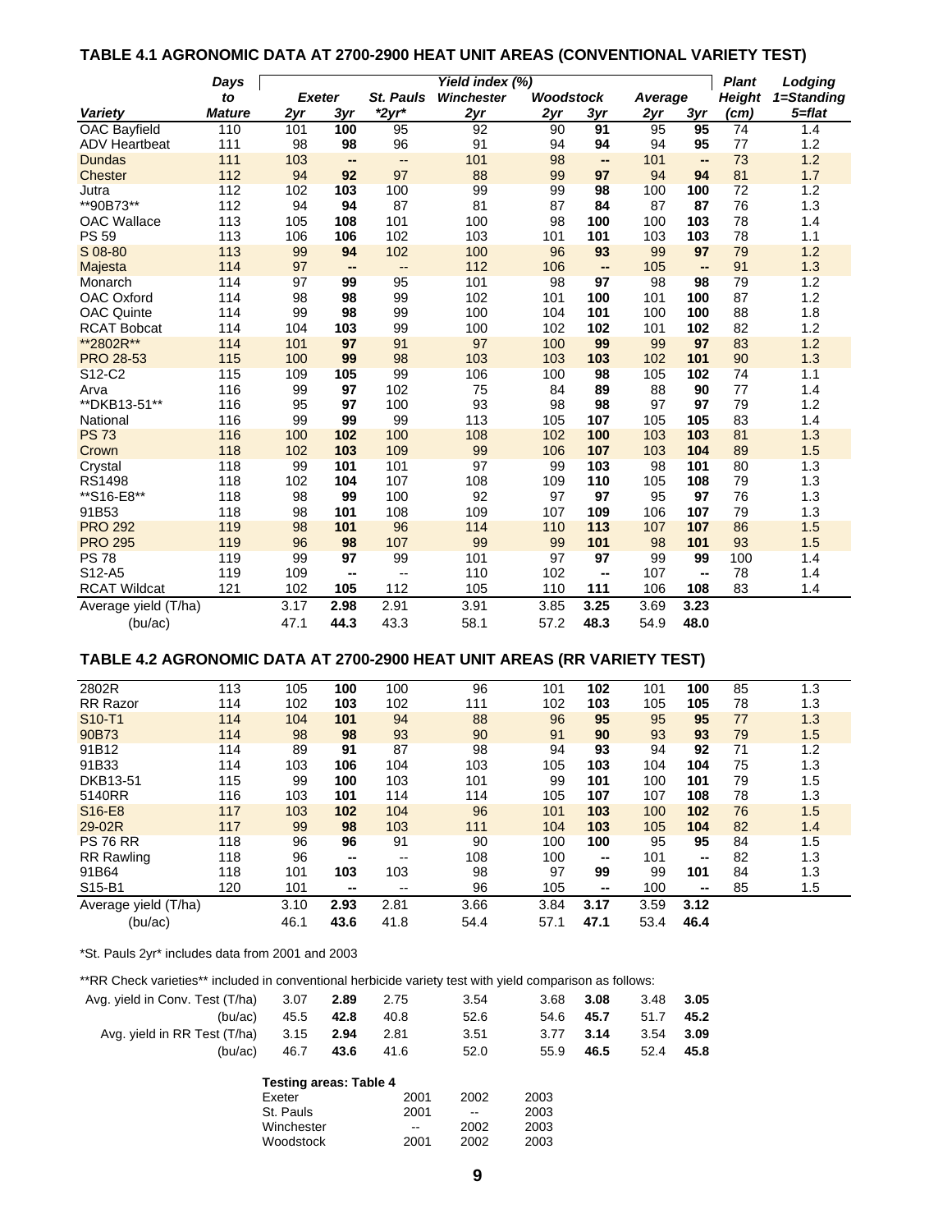## TABLE 4.1 AGRONOMIC DATA AT 2700-2900 HEAT UNIT AREAS (CONVENTIONAL VARIETY TEST)

| | Days to | Yield index (%) | | | | | | | | | Plant | Lodging |
|---|---|---|---|---|---|---|---|---|---|---|---|---|
| | | Exeter | | St. Pauls | Winchester | Woodstock | | Average | | | Height | 1=Standing |
| Variety | Mature | 2yr | 3yr | *2yr* | 2yr | 2yr | 3yr | 2yr | 3yr | | (cm) | 5=flat |
| OAC Bayfield | 110 | 101 | **100** | 95 | 92 | 90 | **91** | 95 | **95** | | 74 | 1.4 |
| ADV Heartbeat | 111 | 98 | **98** | 96 | 91 | 94 | **94** | 94 | **95** | | 77 | 1.2 |
| Dundas | 111 | 103 | **--** | -- | 101 | 98 | **--** | 101 | **--** | | 73 | 1.2 |
| Chester | 112 | 94 | **92** | 97 | 88 | 99 | **97** | 94 | **94** | | 81 | 1.7 |
| Jutra | 112 | 102 | **103** | 100 | 99 | 99 | **98** | 100 | **100** | | 72 | 1.2 |
| **90B73** | 112 | 94 | **94** | 87 | 81 | 87 | **84** | 87 | **87** | | 76 | 1.3 |
| OAC Wallace | 113 | 105 | **108** | 101 | 100 | 98 | **100** | 100 | **103** | | 78 | 1.4 |
| PS 59 | 113 | 106 | **106** | 102 | 103 | 101 | **101** | 103 | **103** | | 78 | 1.1 |
| S 08-80 | 113 | 99 | **94** | 102 | 100 | 96 | **93** | 99 | **97** | | 79 | 1.2 |
| Majesta | 114 | 97 | **--** | -- | 112 | 106 | **--** | 105 | **--** | | 91 | 1.3 |
| Monarch | 114 | 97 | **99** | 95 | 101 | 98 | **97** | 98 | **98** | | 79 | 1.2 |
| OAC Oxford | 114 | 98 | **98** | 99 | 102 | 101 | **100** | 101 | **100** | | 87 | 1.2 |
| OAC Quinte | 114 | 99 | **98** | 99 | 100 | 104 | **101** | 100 | **100** | | 88 | 1.8 |
| RCAT Bobcat | 114 | 104 | **103** | 99 | 100 | 102 | **102** | 101 | **102** | | 82 | 1.2 |
| **2802R** | 114 | 101 | **97** | 91 | 97 | 100 | **99** | 99 | **97** | | 83 | 1.2 |
| PRO 28-53 | 115 | 100 | **99** | 98 | 103 | 103 | **103** | 102 | **101** | | 90 | 1.3 |
| S12-C2 | 115 | 109 | **105** | 99 | 106 | 100 | **98** | 105 | **102** | | 74 | 1.1 |
| Arva | 116 | 99 | **97** | 102 | 75 | 84 | **89** | 88 | **90** | | 77 | 1.4 |
| **DKB13-51** | 116 | 95 | **97** | 100 | 93 | 98 | **98** | 97 | **97** | | 79 | 1.2 |
| National | 116 | 99 | **99** | 99 | 113 | 105 | **107** | 105 | **105** | | 83 | 1.4 |
| PS 73 | 116 | 100 | **102** | 100 | 108 | 102 | **100** | 103 | **103** | | 81 | 1.3 |
| Crown | 118 | 102 | **103** | 109 | 99 | 106 | **107** | 103 | **104** | | 89 | 1.5 |
| Crystal | 118 | 99 | **101** | 101 | 97 | 99 | **103** | 98 | **101** | | 80 | 1.3 |
| RS1498 | 118 | 102 | **104** | 107 | 108 | 109 | **110** | 105 | **108** | | 79 | 1.3 |
| **S16-E8** | 118 | 98 | **99** | 100 | 92 | 97 | **97** | 95 | **97** | | 76 | 1.3 |
| 91B53 | 118 | 98 | **101** | 108 | 109 | 107 | **109** | 106 | **107** | | 79 | 1.3 |
| PRO 292 | 119 | 98 | **101** | 96 | 114 | 110 | **113** | 107 | **107** | | 86 | 1.5 |
| PRO 295 | 119 | 96 | **98** | 107 | 99 | 99 | **101** | 98 | **101** | | 93 | 1.5 |
| PS 78 | 119 | 99 | **97** | 99 | 101 | 97 | **97** | 99 | **99** | | 100 | 1.4 |
| S12-A5 | 119 | 109 | **--** | -- | 110 | 102 | **--** | 107 | **--** | | 78 | 1.4 |
| RCAT Wildcat | 121 | 102 | **105** | 112 | 105 | 110 | **111** | 106 | **108** | | 83 | 1.4 |
| Average yield (T/ha) | | 3.17 | **2.98** | 2.91 | 3.91 | 3.85 | **3.25** | 3.69 | **3.23** | | | |
| (bu/ac) | | 47.1 | **44.3** | 43.3 | 58.1 | 57.2 | **48.3** | 54.9 | **48.0** | | | |

## TABLE 4.2 AGRONOMIC DATA AT 2700-2900 HEAT UNIT AREAS (RR VARIETY TEST)

| Variety | Days to Mature | Exeter 2yr | Exeter 3yr | St. Pauls *2yr* | Winchester 2yr | Woodstock 2yr | Woodstock 3yr | Average 2yr | Average 3yr | Plant Height (cm) | Lodging 1=Standing 5=flat |
|---|---|---|---|---|---|---|---|---|---|---|---|
| 2802R | 113 | 105 | **100** | 100 | 96 | 101 | **102** | 101 | **100** | 85 | 1.3 |
| RR Razor | 114 | 102 | **103** | 102 | 111 | 102 | **103** | 105 | **105** | 78 | 1.3 |
| S10-T1 | 114 | 104 | **101** | 94 | 88 | 96 | **95** | 95 | **95** | 77 | 1.3 |
| 90B73 | 114 | 98 | **98** | 93 | 90 | 91 | **90** | 93 | **93** | 79 | 1.5 |
| 91B12 | 114 | 89 | **91** | 87 | 98 | 94 | **93** | 94 | **92** | 71 | 1.2 |
| 91B33 | 114 | 103 | **106** | 104 | 103 | 105 | **103** | 104 | **104** | 75 | 1.3 |
| DKB13-51 | 115 | 99 | **100** | 103 | 101 | 99 | **101** | 100 | **101** | 79 | 1.5 |
| 5140RR | 116 | 103 | **101** | 114 | 114 | 105 | **107** | 107 | **108** | 78 | 1.3 |
| S16-E8 | 117 | 103 | **102** | 104 | 96 | 101 | **103** | 100 | **102** | 76 | 1.5 |
| 29-02R | 117 | 99 | **98** | 103 | 111 | 104 | **103** | 105 | **104** | 82 | 1.4 |
| PS 76 RR | 118 | 96 | **96** | 91 | 90 | 100 | **100** | 95 | **95** | 84 | 1.5 |
| RR Rawling | 118 | 96 | **--** | -- | 108 | 100 | **--** | 101 | **--** | 82 | 1.3 |
| 91B64 | 118 | 101 | **103** | 103 | 98 | 97 | **99** | 99 | **101** | 84 | 1.3 |
| S15-B1 | 120 | 101 | **--** | -- | 96 | 105 | **--** | 100 | **--** | 85 | 1.5 |
| Average yield (T/ha) | | 3.10 | **2.93** | 2.81 | 3.66 | 3.84 | **3.17** | 3.59 | **3.12** | | |
| (bu/ac) | | 46.1 | **43.6** | 41.8 | 54.4 | 57.1 | **47.1** | 53.4 | **46.4** | | |

*St. Pauls 2yr* includes data from 2001 and 2003

**RR Check varieties** included in conventional herbicide variety test with yield comparison as follows:

| | Exeter 2yr | Exeter 3yr | St. Pauls 2yr | Winchester 2yr | Woodstock 2yr | Woodstock 3yr | Average 2yr | Average 3yr |
|---|---|---|---|---|---|---|---|---|
| Avg. yield in Conv. Test (T/ha) | 3.07 | **2.89** | 2.75 | 3.54 | 3.68 | **3.08** | 3.48 | **3.05** |
| (bu/ac) | 45.5 | **42.8** | 40.8 | 52.6 | 54.6 | **45.7** | 51.7 | **45.2** |
| Avg. yield in RR Test (T/ha) | 3.15 | **2.94** | 2.81 | 3.51 | 3.77 | **3.14** | 3.54 | **3.09** |
| (bu/ac) | 46.7 | **43.6** | 41.6 | 52.0 | 55.9 | **46.5** | 52.4 | **45.8** |

**Testing areas: Table 4**

| | | | |
|---|---|---|---|
| Exeter | 2001 | 2002 | 2003 |
| St. Pauls | 2001 | -- | 2003 |
| Winchester | -- | 2002 | 2003 |
| Woodstock | 2001 | 2002 | 2003 |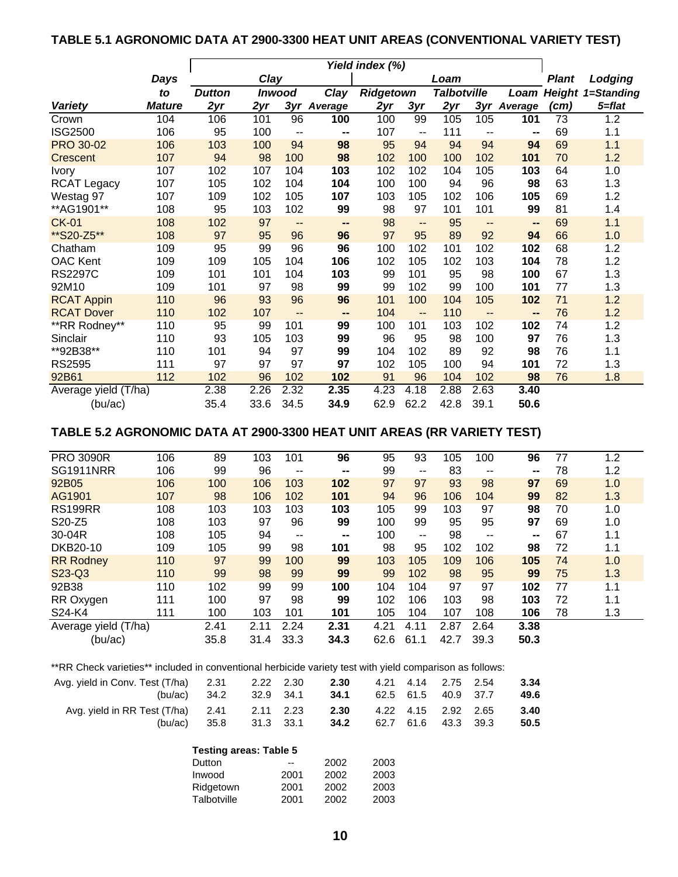## TABLE 5.1 AGRONOMIC DATA AT 2900-3300 HEAT UNIT AREAS (CONVENTIONAL VARIETY TEST)

| | | Yield index (%) | | | | | | | | | | | |
|---|---|---|---|---|---|---|---|---|---|---|---|---|---|
| | | Clay | | | | Loam | | | | | | | |
| | Days to | Dutton | Inwood | | Clay | Ridgetown | | Talbotville | | Loam | Plant Height | Lodging 1=Standing |
| Variety | Mature | 2yr | 2yr | 3yr | Average | 2yr | 3yr | 2yr | 3yr | Average | (cm) | 5=flat |
| Crown | 104 | 106 | 101 | 96 | **100** | 100 | 99 | 105 | 105 | **101** | 73 | 1.2 |
| ISG2500 | 106 | 95 | 100 | -- | **--** | 107 | -- | 111 | -- | **--** | 69 | 1.1 |
| PRO 30-02 | 106 | 103 | 100 | 94 | **98** | 95 | 94 | 94 | 94 | **94** | 69 | 1.1 |
| Crescent | 107 | 94 | 98 | 100 | **98** | 102 | 100 | 100 | 102 | **101** | 70 | 1.2 |
| Ivory | 107 | 102 | 107 | 104 | **103** | 102 | 102 | 104 | 105 | **103** | 64 | 1.0 |
| RCAT Legacy | 107 | 105 | 102 | 104 | **104** | 100 | 100 | 94 | 96 | **98** | 63 | 1.3 |
| Westag 97 | 107 | 109 | 102 | 105 | **107** | 103 | 105 | 102 | 106 | **105** | 69 | 1.2 |
| **AG1901** | 108 | 95 | 103 | 102 | **99** | 98 | 97 | 101 | 101 | **99** | 81 | 1.4 |
| CK-01 | 108 | 102 | 97 | -- | **--** | 98 | -- | 95 | -- | **--** | 69 | 1.1 |
| **S20-Z5** | 108 | 97 | 95 | 96 | **96** | 97 | 95 | 89 | 92 | **94** | 66 | 1.0 |
| Chatham | 109 | 95 | 99 | 96 | **96** | 100 | 102 | 101 | 102 | **102** | 68 | 1.2 |
| OAC Kent | 109 | 109 | 105 | 104 | **106** | 102 | 105 | 102 | 103 | **104** | 78 | 1.2 |
| RS2297C | 109 | 101 | 101 | 104 | **103** | 99 | 101 | 95 | 98 | **100** | 67 | 1.3 |
| 92M10 | 109 | 101 | 97 | 98 | **99** | 99 | 102 | 99 | 100 | **101** | 77 | 1.3 |
| RCAT Appin | 110 | 96 | 93 | 96 | **96** | 101 | 100 | 104 | 105 | **102** | 71 | 1.2 |
| RCAT Dover | 110 | 102 | 107 | -- | **--** | 104 | -- | 110 | -- | **--** | 76 | 1.2 |
| **RR Rodney** | 110 | 95 | 99 | 101 | **99** | 100 | 101 | 103 | 102 | **102** | 74 | 1.2 |
| Sinclair | 110 | 93 | 105 | 103 | **99** | 96 | 95 | 98 | 100 | **97** | 76 | 1.3 |
| **92B38** | 110 | 101 | 94 | 97 | **99** | 104 | 102 | 89 | 92 | **98** | 76 | 1.1 |
| RS2595 | 111 | 97 | 97 | 97 | **97** | 102 | 105 | 100 | 94 | **101** | 72 | 1.3 |
| 92B61 | 112 | 102 | 96 | 102 | **102** | 91 | 96 | 104 | 102 | **98** | 76 | 1.8 |
| Average yield (T/ha) | | 2.38 | 2.26 | 2.32 | **2.35** | 4.23 | 4.18 | 2.88 | 2.63 | **3.40** | | |
| (bu/ac) | | 35.4 | 33.6 | 34.5 | **34.9** | 62.9 | 62.2 | 42.8 | 39.1 | **50.6** | | |

## TABLE 5.2 AGRONOMIC DATA AT 2900-3300 HEAT UNIT AREAS (RR VARIETY TEST)

| Variety | Days to Mature | Dutton 2yr | Inwood 2yr | Inwood 3yr | Clay Average | Ridgetown 2yr | Ridgetown 3yr | Talbotville 2yr | Talbotville 3yr | Loam Average | Plant Height (cm) | Lodging 1=Standing 5=flat |
|---|---|---|---|---|---|---|---|---|---|---|---|---|
| PRO 3090R | 106 | 89 | 103 | 101 | **96** | 95 | 93 | 105 | 100 | **96** | 77 | 1.2 |
| SG1911NRR | 106 | 99 | 96 | -- | **--** | 99 | -- | 83 | -- | **--** | 78 | 1.2 |
| 92B05 | 106 | 100 | 106 | 103 | **102** | 97 | 97 | 93 | 98 | **97** | 69 | 1.0 |
| AG1901 | 107 | 98 | 106 | 102 | **101** | 94 | 96 | 106 | 104 | **99** | 82 | 1.3 |
| RS199RR | 108 | 103 | 103 | 103 | **103** | 105 | 99 | 103 | 97 | **98** | 70 | 1.0 |
| S20-Z5 | 108 | 103 | 97 | 96 | **99** | 100 | 99 | 95 | 95 | **97** | 69 | 1.0 |
| 30-04R | 108 | 105 | 94 | -- | **--** | 100 | -- | 98 | -- | **--** | 67 | 1.1 |
| DKB20-10 | 109 | 105 | 99 | 98 | **101** | 98 | 95 | 102 | 102 | **98** | 72 | 1.1 |
| RR Rodney | 110 | 97 | 99 | 100 | **99** | 103 | 105 | 109 | 106 | **105** | 74 | 1.0 |
| S23-Q3 | 110 | 99 | 98 | 99 | **99** | 99 | 102 | 98 | 95 | **99** | 75 | 1.3 |
| 92B38 | 110 | 102 | 99 | 99 | **100** | 104 | 104 | 97 | 97 | **102** | 77 | 1.1 |
| RR Oxygen | 111 | 100 | 97 | 98 | **99** | 102 | 106 | 103 | 98 | **103** | 72 | 1.1 |
| S24-K4 | 111 | 100 | 103 | 101 | **101** | 105 | 104 | 107 | 108 | **106** | 78 | 1.3 |
| Average yield (T/ha) | | 2.41 | 2.11 | 2.24 | **2.31** | 4.21 | 4.11 | 2.87 | 2.64 | **3.38** | | |
| (bu/ac) | | 35.8 | 31.4 | 33.3 | **34.3** | 62.6 | 61.1 | 42.7 | 39.3 | **50.3** | | |

**RR Check varieties** included in conventional herbicide variety test with yield comparison as follows:

| | Dutton 2yr | Inwood 2yr | Inwood 3yr | Clay Average | Ridgetown 2yr | Ridgetown 3yr | Talbotville 2yr | Talbotville 3yr | Loam Average |
|---|---|---|---|---|---|---|---|---|---|
| Avg. yield in Conv. Test (T/ha) | 2.31 | 2.22 | 2.30 | **2.30** | 4.21 | 4.14 | 2.75 | 2.54 | **3.34** |
| (bu/ac) | 34.2 | 32.9 | 34.1 | **34.1** | 62.5 | 61.5 | 40.9 | 37.7 | **49.6** |
| Avg. yield in RR Test (T/ha) | 2.41 | 2.11 | 2.23 | **2.30** | 4.22 | 4.15 | 2.92 | 2.65 | **3.40** |
| (bu/ac) | 35.8 | 31.3 | 33.1 | **34.2** | 62.7 | 61.6 | 43.3 | 39.3 | **50.5** |

**Testing areas: Table 5**

| | | | |
|---|---|---|---|
| Dutton | -- | 2002 | 2003 |
| Inwood | 2001 | 2002 | 2003 |
| Ridgetown | 2001 | 2002 | 2003 |
| Talbotville | 2001 | 2002 | 2003 |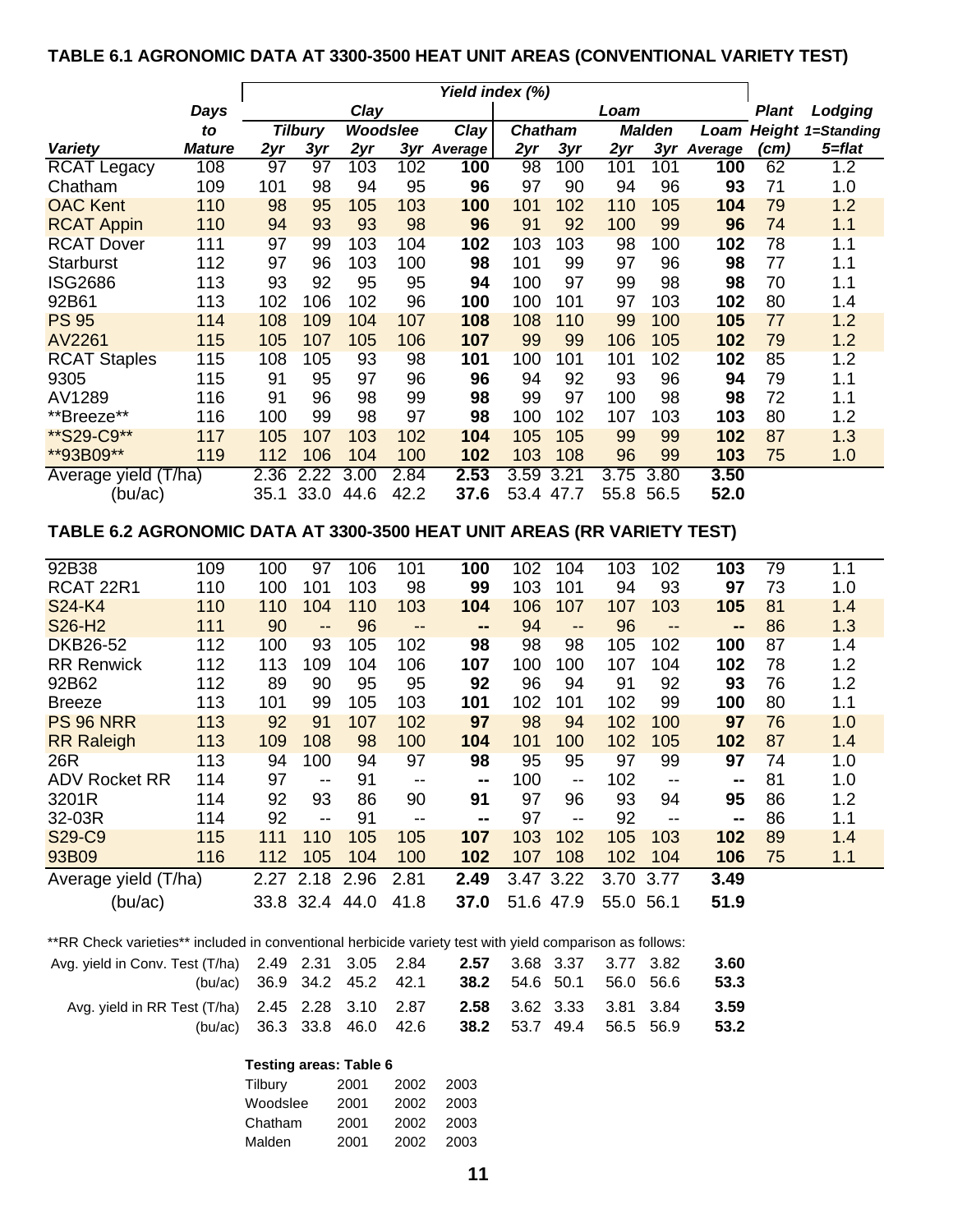## TABLE 6.1 AGRONOMIC DATA AT 3300-3500 HEAT UNIT AREAS (CONVENTIONAL VARIETY TEST)

| | Days | Yield index (%) | | | | | | | | | | Plant | Lodging |
|---|---|---|---|---|---|---|---|---|---|---|---|---|---|
| | to | Clay | | | | | Loam | | | | | Height | 1=Standing |
| | | Tilbury | | Woodslee | | Clay | Chatham | | Malden | | Loam | | |
| Variety | Mature | 2yr | 3yr | 2yr | 3yr | Average | 2yr | 3yr | 2yr | 3yr | Average | (cm) | 5=flat |
| RCAT Legacy | 108 | 97 | 97 | 103 | 102 | **100** | 98 | 100 | 101 | 101 | **100** | 62 | 1.2 |
| Chatham | 109 | 101 | 98 | 94 | 95 | **96** | 97 | 90 | 94 | 96 | **93** | 71 | 1.0 |
| OAC Kent | 110 | 98 | 95 | 105 | 103 | **100** | 101 | 102 | 110 | 105 | **104** | 79 | 1.2 |
| RCAT Appin | 110 | 94 | 93 | 93 | 98 | **96** | 91 | 92 | 100 | 99 | **96** | 74 | 1.1 |
| RCAT Dover | 111 | 97 | 99 | 103 | 104 | **102** | 103 | 103 | 98 | 100 | **102** | 78 | 1.1 |
| Starburst | 112 | 97 | 96 | 103 | 100 | **98** | 101 | 99 | 97 | 96 | **98** | 77 | 1.1 |
| ISG2686 | 113 | 93 | 92 | 95 | 95 | **94** | 100 | 97 | 99 | 98 | **98** | 70 | 1.1 |
| 92B61 | 113 | 102 | 106 | 102 | 96 | **100** | 100 | 101 | 97 | 103 | **102** | 80 | 1.4 |
| PS 95 | 114 | 108 | 109 | 104 | 107 | **108** | 108 | 110 | 99 | 100 | **105** | 77 | 1.2 |
| AV2261 | 115 | 105 | 107 | 105 | 106 | **107** | 99 | 99 | 106 | 105 | **102** | 79 | 1.2 |
| RCAT Staples | 115 | 108 | 105 | 93 | 98 | **101** | 100 | 101 | 101 | 102 | **102** | 85 | 1.2 |
| 9305 | 115 | 91 | 95 | 97 | 96 | **96** | 94 | 92 | 93 | 96 | **94** | 79 | 1.1 |
| AV1289 | 116 | 91 | 96 | 98 | 99 | **98** | 99 | 97 | 100 | 98 | **98** | 72 | 1.1 |
| \*\*Breeze\*\* | 116 | 100 | 99 | 98 | 97 | **98** | 100 | 102 | 107 | 103 | **103** | 80 | 1.2 |
| \*\*S29-C9\*\* | 117 | 105 | 107 | 103 | 102 | **104** | 105 | 105 | 99 | 99 | **102** | 87 | 1.3 |
| \*\*93B09\*\* | 119 | 112 | 106 | 104 | 100 | **102** | 103 | 108 | 96 | 99 | **103** | 75 | 1.0 |
| Average yield (T/ha) | | 2.36 | 2.22 | 3.00 | 2.84 | **2.53** | 3.59 | 3.21 | 3.75 | 3.80 | **3.50** | | |
| (bu/ac) | | 35.1 | 33.0 | 44.6 | 42.2 | **37.6** | 53.4 | 47.7 | 55.8 | 56.5 | **52.0** | | |

## TABLE 6.2 AGRONOMIC DATA AT 3300-3500 HEAT UNIT AREAS (RR VARIETY TEST)

| Variety | Days to Mature | Tilbury 2yr | Tilbury 3yr | Woodslee 2yr | Woodslee 3yr | Clay Average | Chatham 2yr | Chatham 3yr | Malden 2yr | Malden 3yr | Loam Average | Plant Height (cm) | Lodging 1=Standing 5=flat |
|---|---|---|---|---|---|---|---|---|---|---|---|---|---|
| 92B38 | 109 | 100 | 97 | 106 | 101 | **100** | 102 | 104 | 103 | 102 | **103** | 79 | 1.1 |
| RCAT 22R1 | 110 | 100 | 101 | 103 | 98 | **99** | 103 | 101 | 94 | 93 | **97** | 73 | 1.0 |
| S24-K4 | 110 | 110 | 104 | 110 | 103 | **104** | 106 | 107 | 107 | 103 | **105** | 81 | 1.4 |
| S26-H2 | 111 | 90 | -- | 96 | -- | **--** | 94 | -- | 96 | -- | **--** | 86 | 1.3 |
| DKB26-52 | 112 | 100 | 93 | 105 | 102 | **98** | 98 | 98 | 105 | 102 | **100** | 87 | 1.4 |
| RR Renwick | 112 | 113 | 109 | 104 | 106 | **107** | 100 | 100 | 107 | 104 | **102** | 78 | 1.2 |
| 92B62 | 112 | 89 | 90 | 95 | 95 | **92** | 96 | 94 | 91 | 92 | **93** | 76 | 1.2 |
| Breeze | 113 | 101 | 99 | 105 | 103 | **101** | 102 | 101 | 102 | 99 | **100** | 80 | 1.1 |
| PS 96 NRR | 113 | 92 | 91 | 107 | 102 | **97** | 98 | 94 | 102 | 100 | **97** | 76 | 1.0 |
| RR Raleigh | 113 | 109 | 108 | 98 | 100 | **104** | 101 | 100 | 102 | 105 | **102** | 87 | 1.4 |
| 26R | 113 | 94 | 100 | 94 | 97 | **98** | 95 | 95 | 97 | 99 | **97** | 74 | 1.0 |
| ADV Rocket RR | 114 | 97 | -- | 91 | -- | **--** | 100 | -- | 102 | -- | **--** | 81 | 1.0 |
| 3201R | 114 | 92 | 93 | 86 | 90 | **91** | 97 | 96 | 93 | 94 | **95** | 86 | 1.2 |
| 32-03R | 114 | 92 | -- | 91 | -- | **--** | 97 | -- | 92 | -- | **--** | 86 | 1.1 |
| S29-C9 | 115 | 111 | 110 | 105 | 105 | **107** | 103 | 102 | 105 | 103 | **102** | 89 | 1.4 |
| 93B09 | 116 | 112 | 105 | 104 | 100 | **102** | 107 | 108 | 102 | 104 | **106** | 75 | 1.1 |
| Average yield (T/ha) | | 2.27 | 2.18 | 2.96 | 2.81 | **2.49** | 3.47 | 3.22 | 3.70 | 3.77 | **3.49** | | |
| (bu/ac) | | 33.8 | 32.4 | 44.0 | 41.8 | **37.0** | 51.6 | 47.9 | 55.0 | 56.1 | **51.9** | | |

\*\*RR Check varieties\*\* included in conventional herbicide variety test with yield comparison as follows:

| | | | | | | | | | | |
|---|---|---|---|---|---|---|---|---|---|---|
| Avg. yield in Conv. Test (T/ha) | 2.49 | 2.31 | 3.05 | 2.84 | **2.57** | 3.68 | 3.37 | 3.77 | 3.82 | **3.60** |
| (bu/ac) | 36.9 | 34.2 | 45.2 | 42.1 | **38.2** | 54.6 | 50.1 | 56.0 | 56.6 | **53.3** |
| Avg. yield in RR Test (T/ha) | 2.45 | 2.28 | 3.10 | 2.87 | **2.58** | 3.62 | 3.33 | 3.81 | 3.84 | **3.59** |
| (bu/ac) | 36.3 | 33.8 | 46.0 | 42.6 | **38.2** | 53.7 | 49.4 | 56.5 | 56.9 | **53.2** |

**Testing areas: Table 6**

| | | | |
|---|---|---|---|
| Tilbury | 2001 | 2002 | 2003 |
| Woodslee | 2001 | 2002 | 2003 |
| Chatham | 2001 | 2002 | 2003 |
| Malden | 2001 | 2002 | 2003 |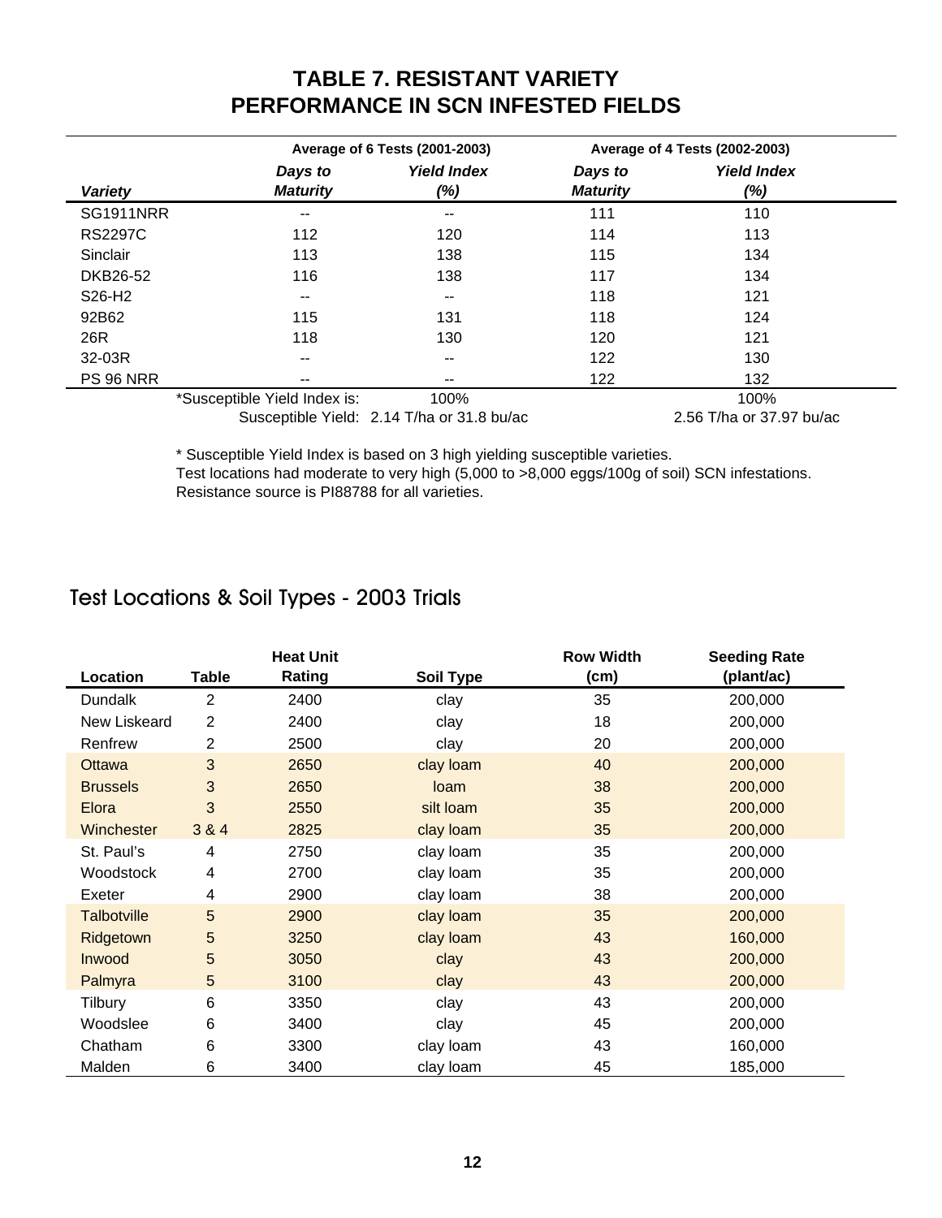# TABLE 7. RESISTANT VARIETY PERFORMANCE IN SCN INFESTED FIELDS

| | Average of 6 Tests (2001-2003) | | Average of 4 Tests (2002-2003) | |
|---|---|---|---|---|
| ***Variety*** | ***Days to Maturity*** | ***Yield Index (%)*** | ***Days to Maturity*** | ***Yield Index (%)*** |
| SG1911NRR | -- | -- | 111 | 110 |
| RS2297C | 112 | 120 | 114 | 113 |
| Sinclair | 113 | 138 | 115 | 134 |
| DKB26-52 | 116 | 138 | 117 | 134 |
| S26-H2 | -- | -- | 118 | 121 |
| 92B62 | 115 | 131 | 118 | 124 |
| 26R | 118 | 130 | 120 | 121 |
| 32-03R | -- | -- | 122 | 130 |
| PS 96 NRR | -- | -- | 122 | 132 |
| | *Susceptible Yield Index is: | 100% | | 100% |
| | Susceptible Yield: | 2.14 T/ha or 31.8 bu/ac | | 2.56 T/ha or 37.97 bu/ac |

* Susceptible Yield Index is based on 3 high yielding susceptible varieties.
Test locations had moderate to very high (5,000 to >8,000 eggs/100g of soil) SCN infestations.
Resistance source is PI88788 for all varieties.

## Test Locations & Soil Types - 2003 Trials

| Location | Table | Heat Unit Rating | Soil Type | Row Width (cm) | Seeding Rate (plant/ac) |
|---|---|---|---|---|---|
| Dundalk | 2 | 2400 | clay | 35 | 200,000 |
| New Liskeard | 2 | 2400 | clay | 18 | 200,000 |
| Renfrew | 2 | 2500 | clay | 20 | 200,000 |
| Ottawa | 3 | 2650 | clay loam | 40 | 200,000 |
| Brussels | 3 | 2650 | loam | 38 | 200,000 |
| Elora | 3 | 2550 | silt loam | 35 | 200,000 |
| Winchester | 3 & 4 | 2825 | clay loam | 35 | 200,000 |
| St. Paul's | 4 | 2750 | clay loam | 35 | 200,000 |
| Woodstock | 4 | 2700 | clay loam | 35 | 200,000 |
| Exeter | 4 | 2900 | clay loam | 38 | 200,000 |
| Talbotville | 5 | 2900 | clay loam | 35 | 200,000 |
| Ridgetown | 5 | 3250 | clay loam | 43 | 160,000 |
| Inwood | 5 | 3050 | clay | 43 | 200,000 |
| Palmyra | 5 | 3100 | clay | 43 | 200,000 |
| Tilbury | 6 | 3350 | clay | 43 | 200,000 |
| Woodslee | 6 | 3400 | clay | 45 | 200,000 |
| Chatham | 6 | 3300 | clay loam | 43 | 160,000 |
| Malden | 6 | 3400 | clay loam | 45 | 185,000 |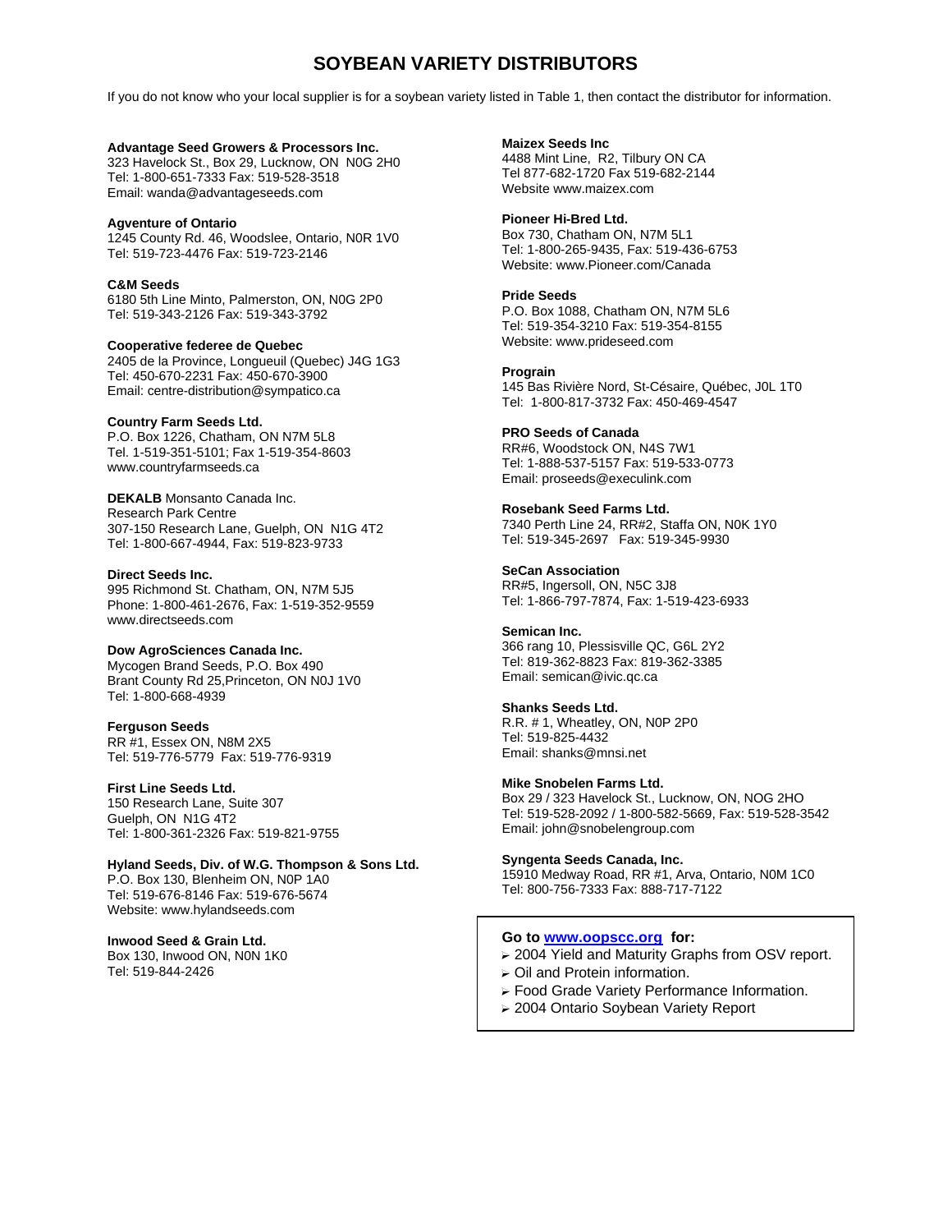# SOYBEAN VARIETY DISTRIBUTORS

If you do not know who your local supplier is for a soybean variety listed in Table 1, then contact the distributor for information.

**Advantage Seed Growers & Processors Inc.**
323 Havelock St., Box 29, Lucknow, ON N0G 2H0
Tel: 1-800-651-7333 Fax: 519-528-3518
Email: wanda@advantageseeds.com

**Agventure of Ontario**
1245 County Rd. 46, Woodslee, Ontario, N0R 1V0
Tel: 519-723-4476 Fax: 519-723-2146

**C&M Seeds**
6180 5th Line Minto, Palmerston, ON, N0G 2P0
Tel: 519-343-2126 Fax: 519-343-3792

**Cooperative federee de Quebec**
2405 de la Province, Longueuil (Quebec) J4G 1G3
Tel: 450-670-2231 Fax: 450-670-3900
Email: centre-distribution@sympatico.ca

**Country Farm Seeds Ltd.**
P.O. Box 1226, Chatham, ON N7M 5L8
Tel. 1-519-351-5101; Fax 1-519-354-8603
www.countryfarmseeds.ca

**DEKALB** Monsanto Canada Inc.
Research Park Centre
307-150 Research Lane, Guelph, ON N1G 4T2
Tel: 1-800-667-4944, Fax: 519-823-9733

**Direct Seeds Inc.**
995 Richmond St. Chatham, ON, N7M 5J5
Phone: 1-800-461-2676, Fax: 1-519-352-9559
www.directseeds.com

**Dow AgroSciences Canada Inc.**
Mycogen Brand Seeds, P.O. Box 490
Brant County Rd 25,Princeton, ON N0J 1V0
Tel: 1-800-668-4939

**Ferguson Seeds**
RR #1, Essex ON, N8M 2X5
Tel: 519-776-5779 Fax: 519-776-9319

**First Line Seeds Ltd.**
150 Research Lane, Suite 307
Guelph, ON N1G 4T2
Tel: 1-800-361-2326 Fax: 519-821-9755

**Hyland Seeds, Div. of W.G. Thompson & Sons Ltd.**
P.O. Box 130, Blenheim ON, N0P 1A0
Tel: 519-676-8146 Fax: 519-676-5674
Website: www.hylandseeds.com

**Inwood Seed & Grain Ltd.**
Box 130, Inwood ON, N0N 1K0
Tel: 519-844-2426

**Maizex Seeds Inc**
4488 Mint Line, R2, Tilbury ON CA
Tel 877-682-1720 Fax 519-682-2144
Website www.maizex.com

**Pioneer Hi-Bred Ltd.**
Box 730, Chatham ON, N7M 5L1
Tel: 1-800-265-9435, Fax: 519-436-6753
Website: www.Pioneer.com/Canada

**Pride Seeds**
P.O. Box 1088, Chatham ON, N7M 5L6
Tel: 519-354-3210 Fax: 519-354-8155
Website: www.prideseed.com

**Prograin**
145 Bas Rivière Nord, St-Césaire, Québec, J0L 1T0
Tel: 1-800-817-3732 Fax: 450-469-4547

**PRO Seeds of Canada**
RR#6, Woodstock ON, N4S 7W1
Tel: 1-888-537-5157 Fax: 519-533-0773
Email: proseeds@execulink.com

**Rosebank Seed Farms Ltd.**
7340 Perth Line 24, RR#2, Staffa ON, N0K 1Y0
Tel: 519-345-2697 Fax: 519-345-9930

**SeCan Association**
RR#5, Ingersoll, ON, N5C 3J8
Tel: 1-866-797-7874, Fax: 1-519-423-6933

**Semican Inc.**
366 rang 10, Plessisville QC, G6L 2Y2
Tel: 819-362-8823 Fax: 819-362-3385
Email: semican@ivic.qc.ca

**Shanks Seeds Ltd.**
R.R. # 1, Wheatley, ON, N0P 2P0
Tel: 519-825-4432
Email: shanks@mnsi.net

**Mike Snobelen Farms Ltd.**
Box 29 / 323 Havelock St., Lucknow, ON, NOG 2HO
Tel: 519-528-2092 / 1-800-582-5669, Fax: 519-528-3542
Email: john@snobelengroup.com

**Syngenta Seeds Canada, Inc.**
15910 Medway Road, RR #1, Arva, Ontario, N0M 1C0
Tel: 800-756-7333 Fax: 888-717-7122

**Go to www.oopscc.org for:**

- 2004 Yield and Maturity Graphs from OSV report.
- Oil and Protein information.
- Food Grade Variety Performance Information.
- 2004 Ontario Soybean Variety Report